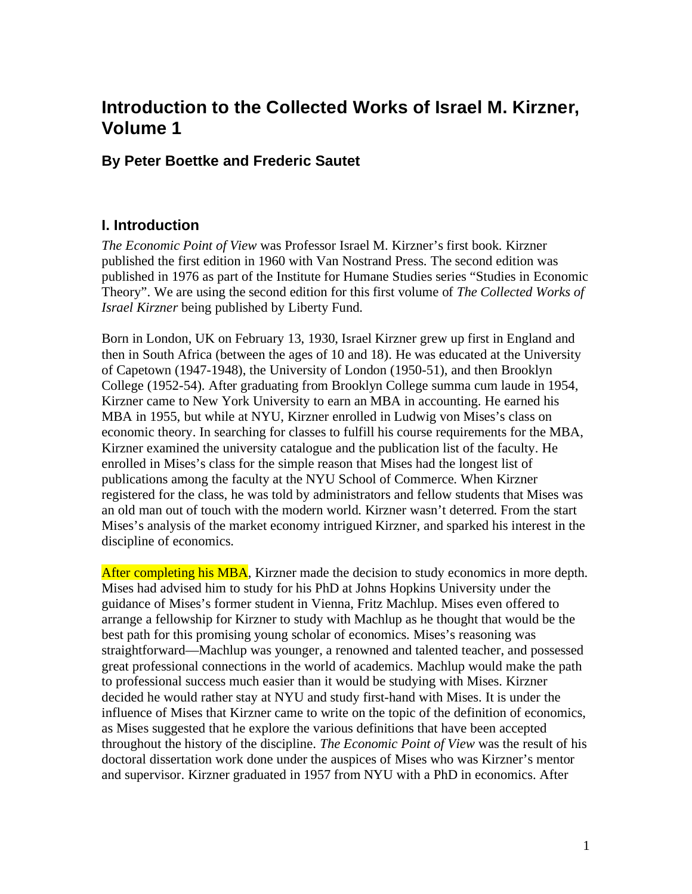# Introduction to the Collected Works of Israel M. Kirzner, Volume 1

### By Peter Boettke and Frederic Sautet

## I. Introduction

*The Economic Point of View* was Professor Israel M. Kirzner's first book. Kirzner published the first edition in 1960 with Van Nostrand Press. The second edition was published in 1976 as part of the Institute for Humane Studies series "Studies in Economic Theory". We are using the second edition for this first volume of *The Collected Works of Israel Kirzner* being published by Liberty Fund.

Born in London, UK on February 13, 1930, Israel Kirzner grew up first in England and then in South Africa (between the ages of 10 and 18). He was educated at the University of Capetown (1947-1948), the University of London (1950-51), and then Brooklyn College (1952-54). After graduating from Brooklyn College summa cum laude in 1954, Kirzner came to New York University to earn an MBA in accounting. He earned his MBA in 1955, but while at NYU, Kirzner enrolled in Ludwig von Mises's class on economic theory. In searching for classes to fulfill his course requirements for the MBA, Kirzner examined the university catalogue and the publication list of the faculty. He enrolled in Mises's class for the simple reason that Mises had the longest list of publications among the faculty at the NYU School of Commerce. When Kirzner registered for the class, he was told by administrators and fellow students that Mises was an old man out of touch with the modern world. Kirzner wasn't deterred. From the start Mises's analysis of the market economy intrigued Kirzner, and sparked his interest in the discipline of economics.

After completing his MBA, Kirzner made the decision to study economics in more depth. Mises had advised him to study for his PhD at Johns Hopkins University under the guidance of Mises's former student in Vienna, Fritz Machlup. Mises even offered to arrange a fellowship for Kirzner to study with Machlup as he thought that would be the best path for this promising young scholar of economics. Mises's reasoning was straightforward—Machlup was younger, a renowned and talented teacher, and possessed great professional connections in the world of academics. Machlup would make the path to professional success much easier than it would be studying with Mises. Kirzner decided he would rather stay at NYU and study first-hand with Mises. It is under the influence of Mises that Kirzner came to write on the topic of the definition of economics, as Mises suggested that he explore the various definitions that have been accepted throughout the history of the discipline. *The Economic Point of View* was the result of his doctoral dissertation work done under the auspices of Mises who was Kirzner's mentor and supervisor. Kirzner graduated in 1957 from NYU with a PhD in economics. After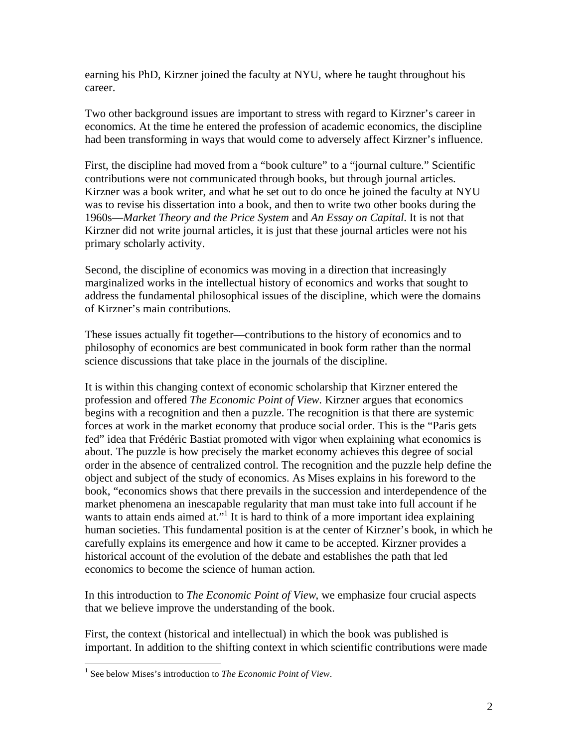earning his PhD, Kirzner joined the faculty at NYU, where he taught throughout his career.

Two other background issues are important to stress with regard to Kirzner's career in economics. At the time he entered the profession of academic economics, the discipline had been transforming in ways that would come to adversely affect Kirzner's influence.

First, the discipline had moved from a "book culture" to a "journal culture." Scientific contributions were not communicated through books, but through journal articles. Kirzner was a book writer, and what he set out to do once he joined the faculty at NYU was to revise his dissertation into a book, and then to write two other books during the 1960s—*Market Theory and the Price System* and *An Essay on Capital*. It is not that Kirzner did not write journal articles, it is just that these journal articles were not his primary scholarly activity.

Second, the discipline of economics was moving in a direction that increasingly marginalized works in the intellectual history of economics and works that sought to address the fundamental philosophical issues of the discipline, which were the domains of Kirzner's main contributions.

These issues actually fit together—contributions to the history of economics and to philosophy of economics are best communicated in book form rather than the normal science discussions that take place in the journals of the discipline.

It is within this changing context of economic scholarship that Kirzner entered the profession and offered *The Economic Point of View*. Kirzner argues that economics begins with a recognition and then a puzzle. The recognition is that there are systemic forces at work in the market economy that produce social order. This is the "Paris gets fed" idea that Frédéric Bastiat promoted with vigor when explaining what economics is about. The puzzle is how precisely the market economy achieves this degree of social order in the absence of centralized control. The recognition and the puzzle help define the object and subject of the study of economics. As Mises explains in his foreword to the book, "economics shows that there prevails in the succession and interdependence of the market phenomena an inescapable regularity that man must take into full account if he wants to attain ends aimed at."[1] It is hard to think of a more important idea explaining human societies. This fundamental position is at the center of Kirzner's book, in which he carefully explains its emergence and how it came to be accepted. Kirzner provides a historical account of the evolution of the debate and establishes the path that led economics to become the science of human action.

In this introduction to *The Economic Point of View*, we emphasize four crucial aspects that we believe improve the understanding of the book.

First, the context (historical and intellectual) in which the book was published is important. In addition to the shifting context in which scientific contributions were made

[1] See below Mises's introduction to *The Economic Point of View*.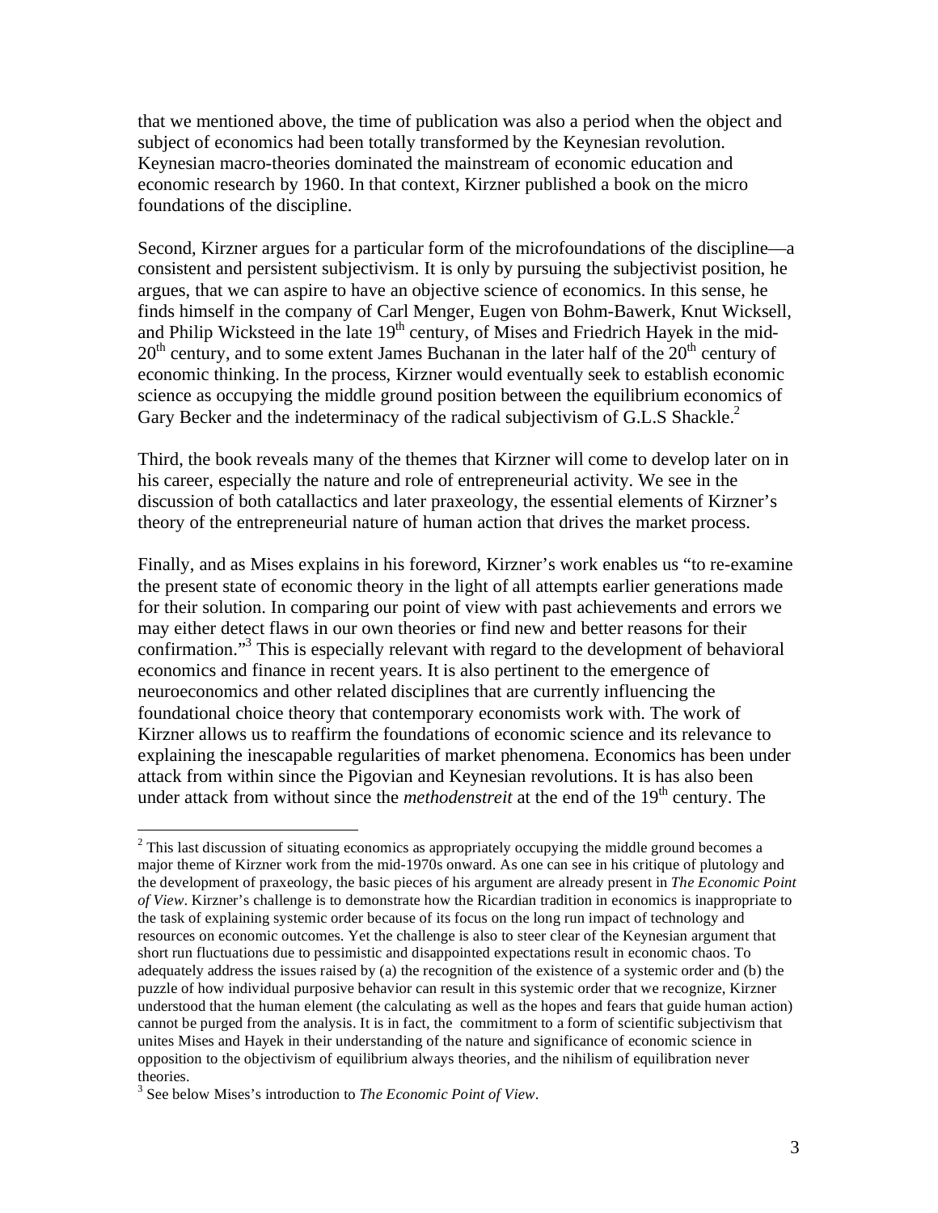that we mentioned above, the time of publication was also a period when the object and subject of economics had been totally transformed by the Keynesian revolution. Keynesian macro-theories dominated the mainstream of economic education and economic research by 1960. In that context, Kirzner published a book on the micro foundations of the discipline.

Second, Kirzner argues for a particular form of the microfoundations of the discipline—a consistent and persistent subjectivism. It is only by pursuing the subjectivist position, he argues, that we can aspire to have an objective science of economics. In this sense, he finds himself in the company of Carl Menger, Eugen von Bohm-Bawerk, Knut Wicksell, and Philip Wicksteed in the late 19th century, of Mises and Friedrich Hayek in the mid-20th century, and to some extent James Buchanan in the later half of the 20th century of economic thinking. In the process, Kirzner would eventually seek to establish economic science as occupying the middle ground position between the equilibrium economics of Gary Becker and the indeterminacy of the radical subjectivism of G.L.S Shackle.[2]

Third, the book reveals many of the themes that Kirzner will come to develop later on in his career, especially the nature and role of entrepreneurial activity. We see in the discussion of both catallactics and later praxeology, the essential elements of Kirzner's theory of the entrepreneurial nature of human action that drives the market process.

Finally, and as Mises explains in his foreword, Kirzner's work enables us "to re-examine the present state of economic theory in the light of all attempts earlier generations made for their solution. In comparing our point of view with past achievements and errors we may either detect flaws in our own theories or find new and better reasons for their confirmation."[3] This is especially relevant with regard to the development of behavioral economics and finance in recent years. It is also pertinent to the emergence of neuroeconomics and other related disciplines that are currently influencing the foundational choice theory that contemporary economists work with. The work of Kirzner allows us to reaffirm the foundations of economic science and its relevance to explaining the inescapable regularities of market phenomena. Economics has been under attack from within since the Pigovian and Keynesian revolutions. It is has also been under attack from without since the *methodenstreit* at the end of the 19th century. The

---

[2] This last discussion of situating economics as appropriately occupying the middle ground becomes a major theme of Kirzner work from the mid-1970s onward. As one can see in his critique of plutology and the development of praxeology, the basic pieces of his argument are already present in *The Economic Point of View*. Kirzner's challenge is to demonstrate how the Ricardian tradition in economics is inappropriate to the task of explaining systemic order because of its focus on the long run impact of technology and resources on economic outcomes. Yet the challenge is also to steer clear of the Keynesian argument that short run fluctuations due to pessimistic and disappointed expectations result in economic chaos. To adequately address the issues raised by (a) the recognition of the existence of a systemic order and (b) the puzzle of how individual purposive behavior can result in this systemic order that we recognize, Kirzner understood that the human element (the calculating as well as the hopes and fears that guide human action) cannot be purged from the analysis. It is in fact, the commitment to a form of scientific subjectivism that unites Mises and Hayek in their understanding of the nature and significance of economic science in opposition to the objectivism of equilibrium always theories, and the nihilism of equilibration never theories.

[3] See below Mises's introduction to *The Economic Point of View*.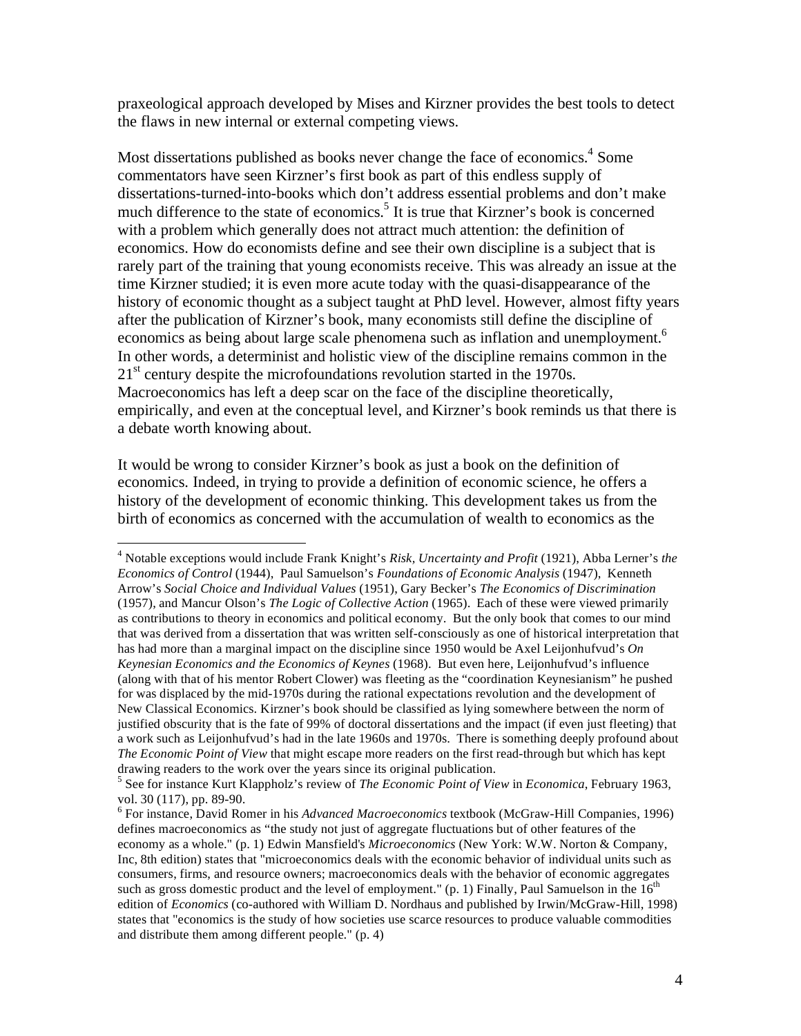praxeological approach developed by Mises and Kirzner provides the best tools to detect the flaws in new internal or external competing views.

Most dissertations published as books never change the face of economics.[4] Some commentators have seen Kirzner's first book as part of this endless supply of dissertations-turned-into-books which don't address essential problems and don't make much difference to the state of economics.[5] It is true that Kirzner's book is concerned with a problem which generally does not attract much attention: the definition of economics. How do economists define and see their own discipline is a subject that is rarely part of the training that young economists receive. This was already an issue at the time Kirzner studied; it is even more acute today with the quasi-disappearance of the history of economic thought as a subject taught at PhD level. However, almost fifty years after the publication of Kirzner's book, many economists still define the discipline of economics as being about large scale phenomena such as inflation and unemployment.[6] In other words, a determinist and holistic view of the discipline remains common in the 21st century despite the microfoundations revolution started in the 1970s. Macroeconomics has left a deep scar on the face of the discipline theoretically, empirically, and even at the conceptual level, and Kirzner's book reminds us that there is a debate worth knowing about.

It would be wrong to consider Kirzner's book as just a book on the definition of economics. Indeed, in trying to provide a definition of economic science, he offers a history of the development of economic thinking. This development takes us from the birth of economics as concerned with the accumulation of wealth to economics as the

---

[4] Notable exceptions would include Frank Knight's *Risk, Uncertainty and Profit* (1921), Abba Lerner's *the Economics of Control* (1944), Paul Samuelson's *Foundations of Economic Analysis* (1947), Kenneth Arrow's *Social Choice and Individual Values* (1951), Gary Becker's *The Economics of Discrimination* (1957), and Mancur Olson's *The Logic of Collective Action* (1965). Each of these were viewed primarily as contributions to theory in economics and political economy. But the only book that comes to our mind that was derived from a dissertation that was written self-consciously as one of historical interpretation that has had more than a marginal impact on the discipline since 1950 would be Axel Leijonhufvud's *On Keynesian Economics and the Economics of Keynes* (1968). But even here, Leijonhufvud's influence (along with that of his mentor Robert Clower) was fleeting as the "coordination Keynesianism" he pushed for was displaced by the mid-1970s during the rational expectations revolution and the development of New Classical Economics. Kirzner's book should be classified as lying somewhere between the norm of justified obscurity that is the fate of 99% of doctoral dissertations and the impact (if even just fleeting) that a work such as Leijonhufvud's had in the late 1960s and 1970s. There is something deeply profound about *The Economic Point of View* that might escape more readers on the first read-through but which has kept drawing readers to the work over the years since its original publication.

[5] See for instance Kurt Klappholz's review of *The Economic Point of View* in *Economica*, February 1963, vol. 30 (117), pp. 89-90.

[6] For instance, David Romer in his *Advanced Macroeconomics* textbook (McGraw-Hill Companies, 1996) defines macroeconomics as "the study not just of aggregate fluctuations but of other features of the economy as a whole." (p. 1) Edwin Mansfield's *Microeconomics* (New York: W.W. Norton & Company, Inc, 8th edition) states that "microeconomics deals with the economic behavior of individual units such as consumers, firms, and resource owners; macroeconomics deals with the behavior of economic aggregates such as gross domestic product and the level of employment." (p. 1) Finally, Paul Samuelson in the 16th edition of *Economics* (co-authored with William D. Nordhaus and published by Irwin/McGraw-Hill, 1998) states that "economics is the study of how societies use scarce resources to produce valuable commodities and distribute them among different people." (p. 4)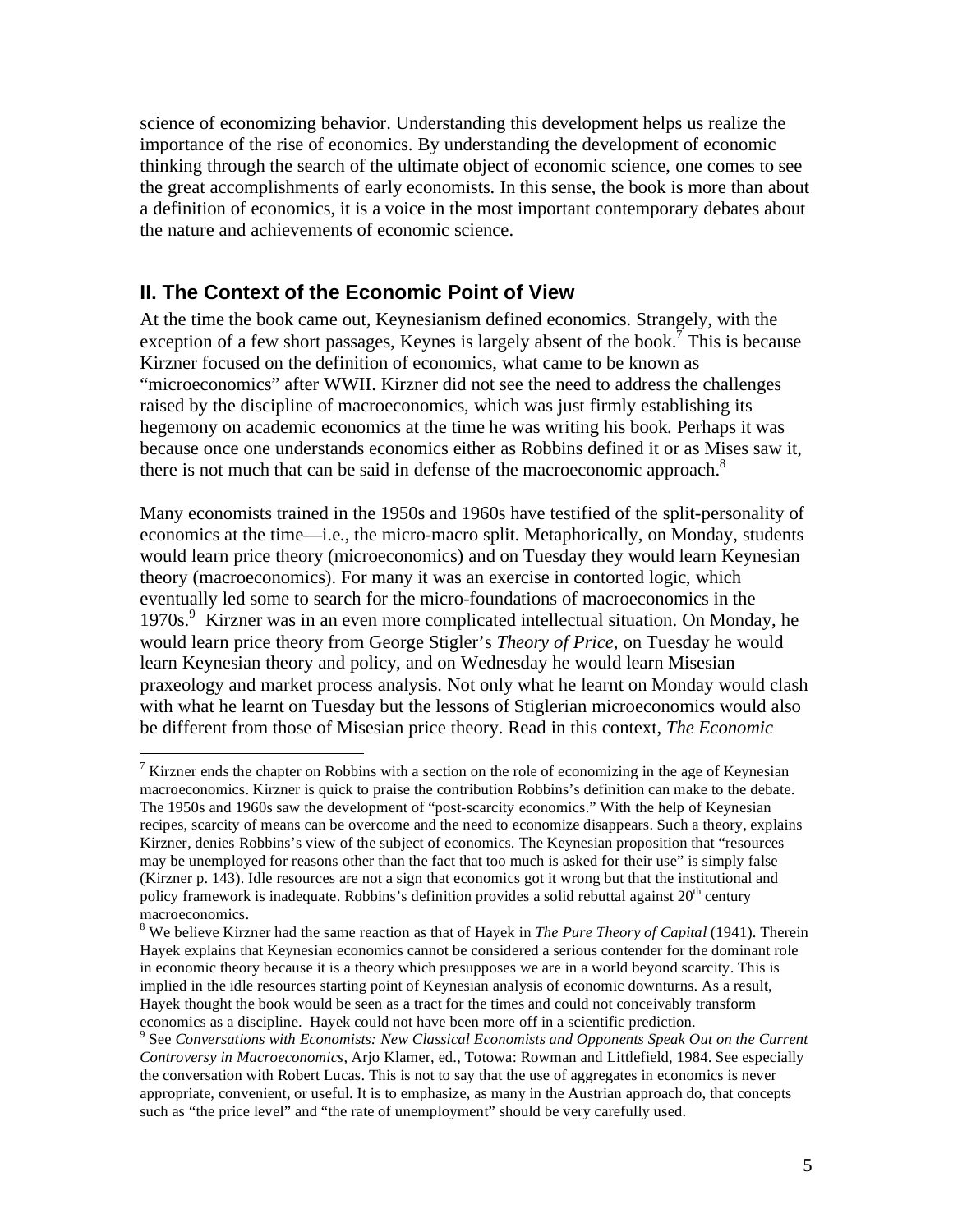science of economizing behavior. Understanding this development helps us realize the importance of the rise of economics. By understanding the development of economic thinking through the search of the ultimate object of economic science, one comes to see the great accomplishments of early economists. In this sense, the book is more than about a definition of economics, it is a voice in the most important contemporary debates about the nature and achievements of economic science.

## II. The Context of the Economic Point of View

At the time the book came out, Keynesianism defined economics. Strangely, with the exception of a few short passages, Keynes is largely absent of the book.[7] This is because Kirzner focused on the definition of economics, what came to be known as "microeconomics" after WWII. Kirzner did not see the need to address the challenges raised by the discipline of macroeconomics, which was just firmly establishing its hegemony on academic economics at the time he was writing his book. Perhaps it was because once one understands economics either as Robbins defined it or as Mises saw it, there is not much that can be said in defense of the macroeconomic approach.[8]

Many economists trained in the 1950s and 1960s have testified of the split-personality of economics at the time—i.e., the micro-macro split. Metaphorically, on Monday, students would learn price theory (microeconomics) and on Tuesday they would learn Keynesian theory (macroeconomics). For many it was an exercise in contorted logic, which eventually led some to search for the micro-foundations of macroeconomics in the 1970s.[9] Kirzner was in an even more complicated intellectual situation. On Monday, he would learn price theory from George Stigler's *Theory of Price*, on Tuesday he would learn Keynesian theory and policy, and on Wednesday he would learn Misesian praxeology and market process analysis. Not only what he learnt on Monday would clash with what he learnt on Tuesday but the lessons of Stiglerian microeconomics would also be different from those of Misesian price theory. Read in this context, *The Economic*

---

[7] Kirzner ends the chapter on Robbins with a section on the role of economizing in the age of Keynesian macroeconomics. Kirzner is quick to praise the contribution Robbins's definition can make to the debate. The 1950s and 1960s saw the development of "post-scarcity economics." With the help of Keynesian recipes, scarcity of means can be overcome and the need to economize disappears. Such a theory, explains Kirzner, denies Robbins's view of the subject of economics. The Keynesian proposition that "resources may be unemployed for reasons other than the fact that too much is asked for their use" is simply false (Kirzner p. 143). Idle resources are not a sign that economics got it wrong but that the institutional and policy framework is inadequate. Robbins's definition provides a solid rebuttal against 20th century macroeconomics.

[8] We believe Kirzner had the same reaction as that of Hayek in *The Pure Theory of Capital* (1941). Therein Hayek explains that Keynesian economics cannot be considered a serious contender for the dominant role in economic theory because it is a theory which presupposes we are in a world beyond scarcity. This is implied in the idle resources starting point of Keynesian analysis of economic downturns. As a result, Hayek thought the book would be seen as a tract for the times and could not conceivably transform economics as a discipline. Hayek could not have been more off in a scientific prediction.

[9] See *Conversations with Economists: New Classical Economists and Opponents Speak Out on the Current Controversy in Macroeconomics*, Arjo Klamer, ed., Totowa: Rowman and Littlefield, 1984. See especially the conversation with Robert Lucas. This is not to say that the use of aggregates in economics is never appropriate, convenient, or useful. It is to emphasize, as many in the Austrian approach do, that concepts such as "the price level" and "the rate of unemployment" should be very carefully used.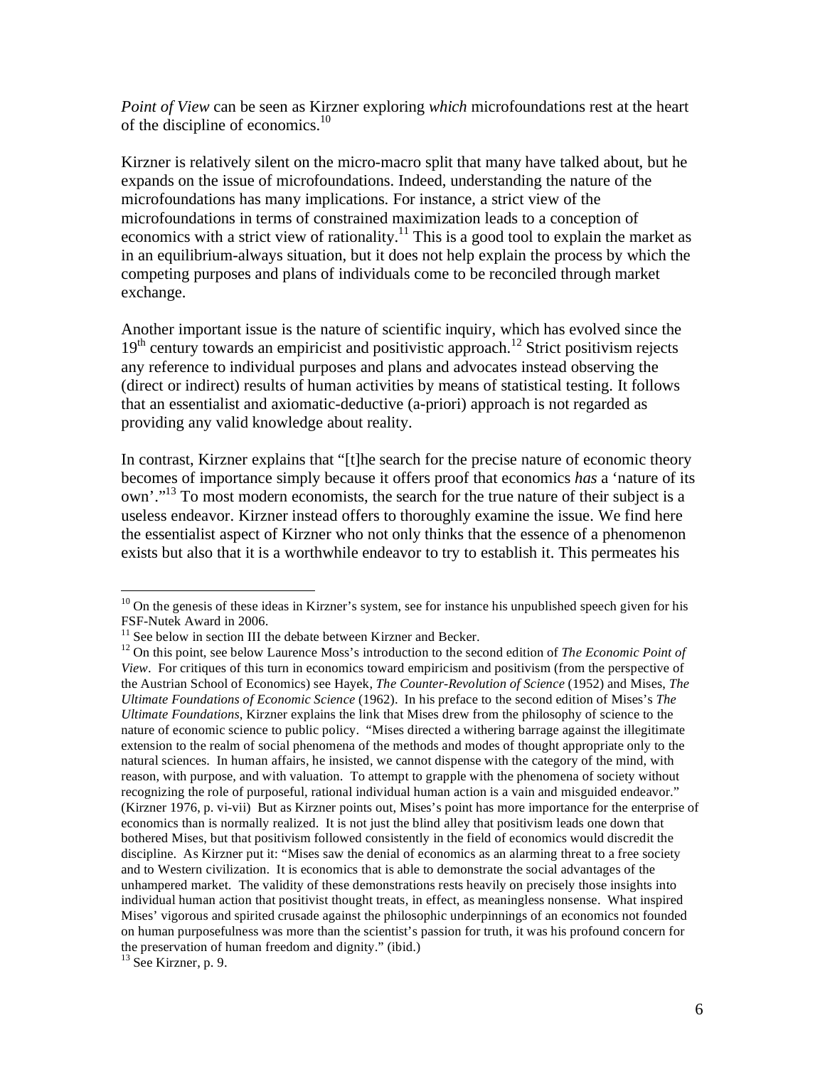*Point of View* can be seen as Kirzner exploring *which* microfoundations rest at the heart of the discipline of economics.[10]

Kirzner is relatively silent on the micro-macro split that many have talked about, but he expands on the issue of microfoundations. Indeed, understanding the nature of the microfoundations has many implications. For instance, a strict view of the microfoundations in terms of constrained maximization leads to a conception of economics with a strict view of rationality.[11] This is a good tool to explain the market as in an equilibrium-always situation, but it does not help explain the process by which the competing purposes and plans of individuals come to be reconciled through market exchange.

Another important issue is the nature of scientific inquiry, which has evolved since the 19th century towards an empiricist and positivistic approach.[12] Strict positivism rejects any reference to individual purposes and plans and advocates instead observing the (direct or indirect) results of human activities by means of statistical testing. It follows that an essentialist and axiomatic-deductive (a-priori) approach is not regarded as providing any valid knowledge about reality.

In contrast, Kirzner explains that "[t]he search for the precise nature of economic theory becomes of importance simply because it offers proof that economics *has* a 'nature of its own'."[13] To most modern economists, the search for the true nature of their subject is a useless endeavor. Kirzner instead offers to thoroughly examine the issue. We find here the essentialist aspect of Kirzner who not only thinks that the essence of a phenomenon exists but also that it is a worthwhile endeavor to try to establish it. This permeates his

---

[10] On the genesis of these ideas in Kirzner's system, see for instance his unpublished speech given for his FSF-Nutek Award in 2006.

[11] See below in section III the debate between Kirzner and Becker.

[12] On this point, see below Laurence Moss's introduction to the second edition of *The Economic Point of View*. For critiques of this turn in economics toward empiricism and positivism (from the perspective of the Austrian School of Economics) see Hayek, *The Counter-Revolution of Science* (1952) and Mises, *The Ultimate Foundations of Economic Science* (1962). In his preface to the second edition of Mises's *The Ultimate Foundations*, Kirzner explains the link that Mises drew from the philosophy of science to the nature of economic science to public policy. "Mises directed a withering barrage against the illegitimate extension to the realm of social phenomena of the methods and modes of thought appropriate only to the natural sciences. In human affairs, he insisted, we cannot dispense with the category of the mind, with reason, with purpose, and with valuation. To attempt to grapple with the phenomena of society without recognizing the role of purposeful, rational individual human action is a vain and misguided endeavor." (Kirzner 1976, p. vi-vii) But as Kirzner points out, Mises's point has more importance for the enterprise of economics than is normally realized. It is not just the blind alley that positivism leads one down that bothered Mises, but that positivism followed consistently in the field of economics would discredit the discipline. As Kirzner put it: "Mises saw the denial of economics as an alarming threat to a free society and to Western civilization. It is economics that is able to demonstrate the social advantages of the unhampered market. The validity of these demonstrations rests heavily on precisely those insights into individual human action that positivist thought treats, in effect, as meaningless nonsense. What inspired Mises' vigorous and spirited crusade against the philosophic underpinnings of an economics not founded on human purposefulness was more than the scientist's passion for truth, it was his profound concern for the preservation of human freedom and dignity." (ibid.)

[13] See Kirzner, p. 9.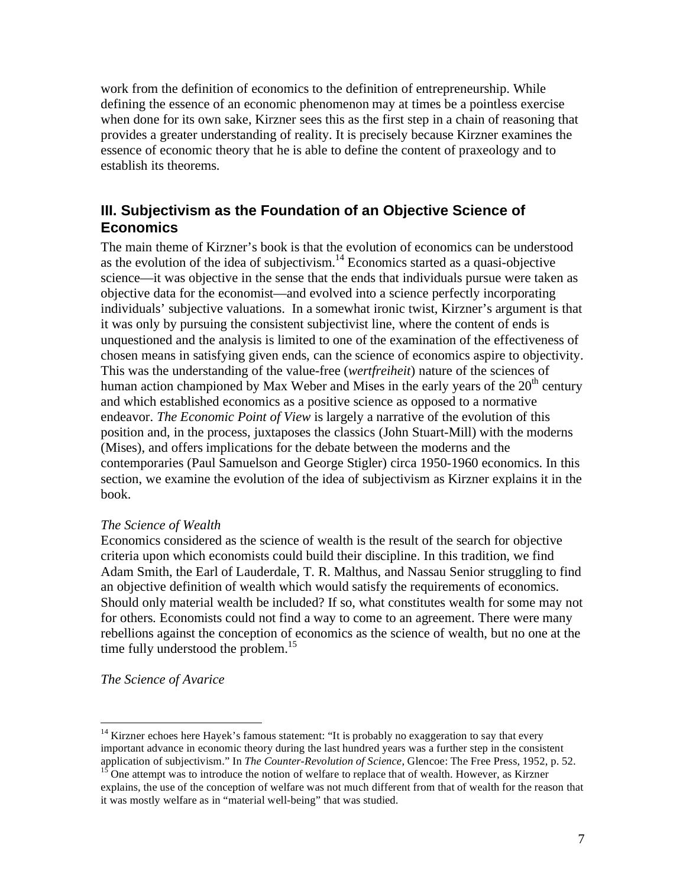work from the definition of economics to the definition of entrepreneurship. While defining the essence of an economic phenomenon may at times be a pointless exercise when done for its own sake, Kirzner sees this as the first step in a chain of reasoning that provides a greater understanding of reality. It is precisely because Kirzner examines the essence of economic theory that he is able to define the content of praxeology and to establish its theorems.

## III. Subjectivism as the Foundation of an Objective Science of Economics

The main theme of Kirzner's book is that the evolution of economics can be understood as the evolution of the idea of subjectivism.[14] Economics started as a quasi-objective science—it was objective in the sense that the ends that individuals pursue were taken as objective data for the economist—and evolved into a science perfectly incorporating individuals' subjective valuations. In a somewhat ironic twist, Kirzner's argument is that it was only by pursuing the consistent subjectivist line, where the content of ends is unquestioned and the analysis is limited to one of the examination of the effectiveness of chosen means in satisfying given ends, can the science of economics aspire to objectivity. This was the understanding of the value-free (*wertfreiheit*) nature of the sciences of human action championed by Max Weber and Mises in the early years of the 20th century and which established economics as a positive science as opposed to a normative endeavor. *The Economic Point of View* is largely a narrative of the evolution of this position and, in the process, juxtaposes the classics (John Stuart-Mill) with the moderns (Mises), and offers implications for the debate between the moderns and the contemporaries (Paul Samuelson and George Stigler) circa 1950-1960 economics. In this section, we examine the evolution of the idea of subjectivism as Kirzner explains it in the book.

### *The Science of Wealth*

Economics considered as the science of wealth is the result of the search for objective criteria upon which economists could build their discipline. In this tradition, we find Adam Smith, the Earl of Lauderdale, T. R. Malthus, and Nassau Senior struggling to find an objective definition of wealth which would satisfy the requirements of economics. Should only material wealth be included? If so, what constitutes wealth for some may not for others. Economists could not find a way to come to an agreement. There were many rebellions against the conception of economics as the science of wealth, but no one at the time fully understood the problem.[15]

### *The Science of Avarice*

---

[14] Kirzner echoes here Hayek's famous statement: "It is probably no exaggeration to say that every important advance in economic theory during the last hundred years was a further step in the consistent application of subjectivism." In *The Counter-Revolution of Science*, Glencoe: The Free Press, 1952, p. 52.

[15] One attempt was to introduce the notion of welfare to replace that of wealth. However, as Kirzner explains, the use of the conception of welfare was not much different from that of wealth for the reason that it was mostly welfare as in "material well-being" that was studied.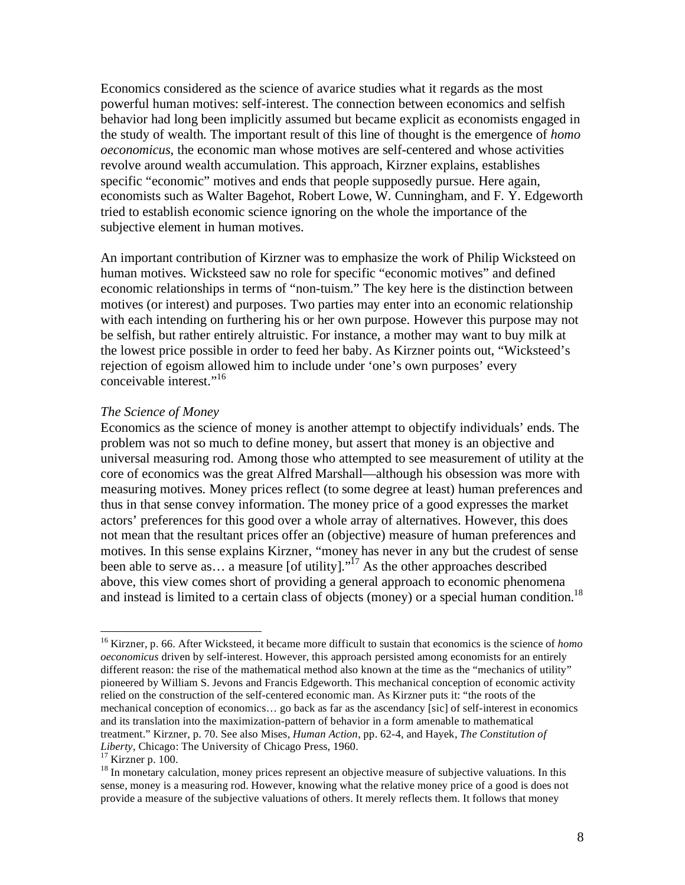Economics considered as the science of avarice studies what it regards as the most powerful human motives: self-interest. The connection between economics and selfish behavior had long been implicitly assumed but became explicit as economists engaged in the study of wealth. The important result of this line of thought is the emergence of *homo oeconomicus*, the economic man whose motives are self-centered and whose activities revolve around wealth accumulation. This approach, Kirzner explains, establishes specific "economic" motives and ends that people supposedly pursue. Here again, economists such as Walter Bagehot, Robert Lowe, W. Cunningham, and F. Y. Edgeworth tried to establish economic science ignoring on the whole the importance of the subjective element in human motives.

An important contribution of Kirzner was to emphasize the work of Philip Wicksteed on human motives. Wicksteed saw no role for specific "economic motives" and defined economic relationships in terms of "non-tuism." The key here is the distinction between motives (or interest) and purposes. Two parties may enter into an economic relationship with each intending on furthering his or her own purpose. However this purpose may not be selfish, but rather entirely altruistic. For instance, a mother may want to buy milk at the lowest price possible in order to feed her baby. As Kirzner points out, "Wicksteed's rejection of egoism allowed him to include under 'one's own purposes' every conceivable interest."[16]

*The Science of Money*

Economics as the science of money is another attempt to objectify individuals' ends. The problem was not so much to define money, but assert that money is an objective and universal measuring rod. Among those who attempted to see measurement of utility at the core of economics was the great Alfred Marshall—although his obsession was more with measuring motives. Money prices reflect (to some degree at least) human preferences and thus in that sense convey information. The money price of a good expresses the market actors' preferences for this good over a whole array of alternatives. However, this does not mean that the resultant prices offer an (objective) measure of human preferences and motives. In this sense explains Kirzner, "money has never in any but the crudest of sense been able to serve as… a measure [of utility]."[17] As the other approaches described above, this view comes short of providing a general approach to economic phenomena and instead is limited to a certain class of objects (money) or a special human condition.[18]

---

[16] Kirzner, p. 66. After Wicksteed, it became more difficult to sustain that economics is the science of *homo oeconomicus* driven by self-interest. However, this approach persisted among economists for an entirely different reason: the rise of the mathematical method also known at the time as the "mechanics of utility" pioneered by William S. Jevons and Francis Edgeworth. This mechanical conception of economic activity relied on the construction of the self-centered economic man. As Kirzner puts it: "the roots of the mechanical conception of economics… go back as far as the ascendancy [sic] of self-interest in economics and its translation into the maximization-pattern of behavior in a form amenable to mathematical treatment." Kirzner, p. 70. See also Mises, *Human Action*, pp. 62-4, and Hayek, *The Constitution of Liberty*, Chicago: The University of Chicago Press, 1960.

[17] Kirzner p. 100.

[18] In monetary calculation, money prices represent an objective measure of subjective valuations. In this sense, money is a measuring rod. However, knowing what the relative money price of a good is does not provide a measure of the subjective valuations of others. It merely reflects them. It follows that money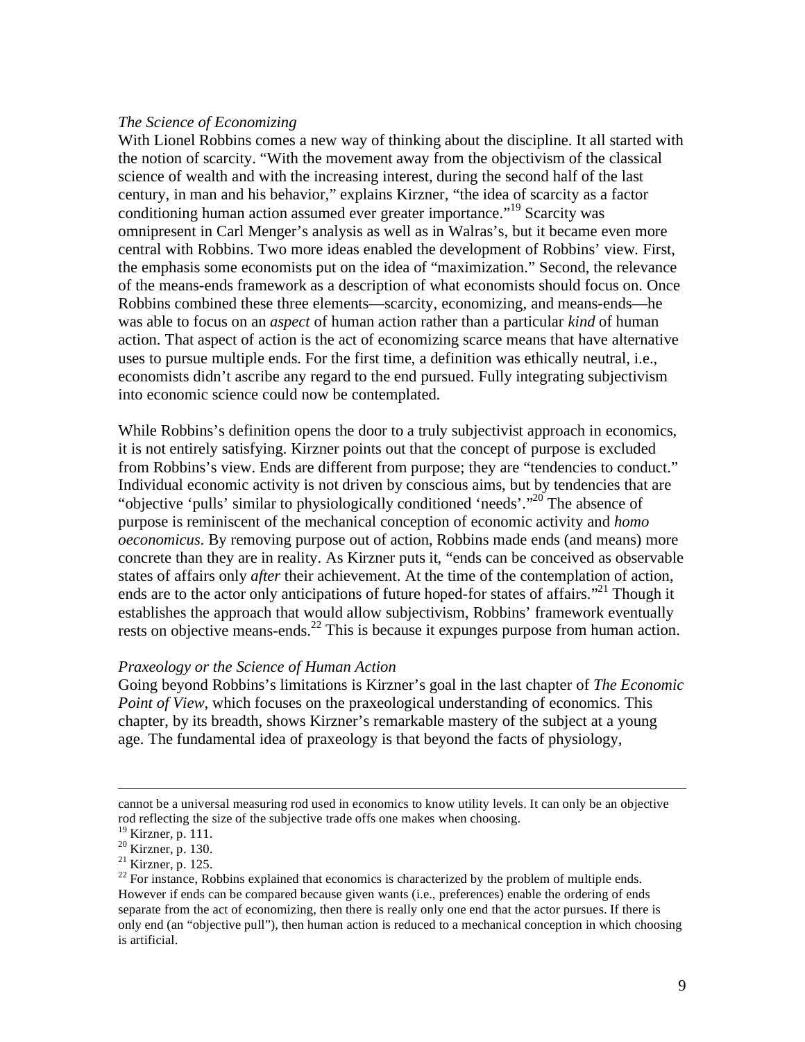*The Science of Economizing*

With Lionel Robbins comes a new way of thinking about the discipline. It all started with the notion of scarcity. "With the movement away from the objectivism of the classical science of wealth and with the increasing interest, during the second half of the last century, in man and his behavior," explains Kirzner, "the idea of scarcity as a factor conditioning human action assumed ever greater importance."[19] Scarcity was omnipresent in Carl Menger's analysis as well as in Walras's, but it became even more central with Robbins. Two more ideas enabled the development of Robbins' view. First, the emphasis some economists put on the idea of "maximization." Second, the relevance of the means-ends framework as a description of what economists should focus on. Once Robbins combined these three elements—scarcity, economizing, and means-ends—he was able to focus on an *aspect* of human action rather than a particular *kind* of human action. That aspect of action is the act of economizing scarce means that have alternative uses to pursue multiple ends. For the first time, a definition was ethically neutral, i.e., economists didn't ascribe any regard to the end pursued. Fully integrating subjectivism into economic science could now be contemplated.

While Robbins's definition opens the door to a truly subjectivist approach in economics, it is not entirely satisfying. Kirzner points out that the concept of purpose is excluded from Robbins's view. Ends are different from purpose; they are "tendencies to conduct." Individual economic activity is not driven by conscious aims, but by tendencies that are "objective 'pulls' similar to physiologically conditioned 'needs'."[20] The absence of purpose is reminiscent of the mechanical conception of economic activity and *homo oeconomicus*. By removing purpose out of action, Robbins made ends (and means) more concrete than they are in reality. As Kirzner puts it, "ends can be conceived as observable states of affairs only *after* their achievement. At the time of the contemplation of action, ends are to the actor only anticipations of future hoped-for states of affairs."[21] Though it establishes the approach that would allow subjectivism, Robbins' framework eventually rests on objective means-ends.[22] This is because it expunges purpose from human action.

*Praxeology or the Science of Human Action*

Going beyond Robbins's limitations is Kirzner's goal in the last chapter of *The Economic Point of View*, which focuses on the praxeological understanding of economics. This chapter, by its breadth, shows Kirzner's remarkable mastery of the subject at a young age. The fundamental idea of praxeology is that beyond the facts of physiology,

---

cannot be a universal measuring rod used in economics to know utility levels. It can only be an objective rod reflecting the size of the subjective trade offs one makes when choosing.

[19] Kirzner, p. 111.

[20] Kirzner, p. 130.

[21] Kirzner, p. 125.

[22] For instance, Robbins explained that economics is characterized by the problem of multiple ends. However if ends can be compared because given wants (i.e., preferences) enable the ordering of ends separate from the act of economizing, then there is really only one end that the actor pursues. If there is only end (an "objective pull"), then human action is reduced to a mechanical conception in which choosing is artificial.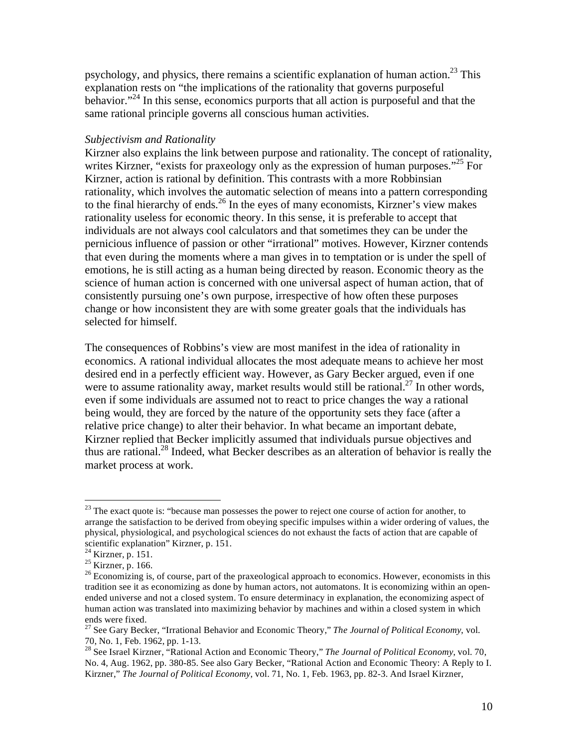psychology, and physics, there remains a scientific explanation of human action.[23] This explanation rests on "the implications of the rationality that governs purposeful behavior."[24] In this sense, economics purports that all action is purposeful and that the same rational principle governs all conscious human activities.

*Subjectivism and Rationality*

Kirzner also explains the link between purpose and rationality. The concept of rationality, writes Kirzner, "exists for praxeology only as the expression of human purposes."[25] For Kirzner, action is rational by definition. This contrasts with a more Robbinsian rationality, which involves the automatic selection of means into a pattern corresponding to the final hierarchy of ends.[26] In the eyes of many economists, Kirzner's view makes rationality useless for economic theory. In this sense, it is preferable to accept that individuals are not always cool calculators and that sometimes they can be under the pernicious influence of passion or other "irrational" motives. However, Kirzner contends that even during the moments where a man gives in to temptation or is under the spell of emotions, he is still acting as a human being directed by reason. Economic theory as the science of human action is concerned with one universal aspect of human action, that of consistently pursuing one's own purpose, irrespective of how often these purposes change or how inconsistent they are with some greater goals that the individuals has selected for himself.

The consequences of Robbins's view are most manifest in the idea of rationality in economics. A rational individual allocates the most adequate means to achieve her most desired end in a perfectly efficient way. However, as Gary Becker argued, even if one were to assume rationality away, market results would still be rational.[27] In other words, even if some individuals are assumed not to react to price changes the way a rational being would, they are forced by the nature of the opportunity sets they face (after a relative price change) to alter their behavior. In what became an important debate, Kirzner replied that Becker implicitly assumed that individuals pursue objectives and thus are rational.[28] Indeed, what Becker describes as an alteration of behavior is really the market process at work.

---

[23] The exact quote is: "because man possesses the power to reject one course of action for another, to arrange the satisfaction to be derived from obeying specific impulses within a wider ordering of values, the physical, physiological, and psychological sciences do not exhaust the facts of action that are capable of scientific explanation" Kirzner, p. 151.

[24] Kirzner, p. 151.

[25] Kirzner, p. 166.

[26] Economizing is, of course, part of the praxeological approach to economics. However, economists in this tradition see it as economizing as done by human actors, not automatons. It is economizing within an open-ended universe and not a closed system. To ensure determinacy in explanation, the economizing aspect of human action was translated into maximizing behavior by machines and within a closed system in which ends were fixed.

[27] See Gary Becker, "Irrational Behavior and Economic Theory," *The Journal of Political Economy*, vol. 70, No. 1, Feb. 1962, pp. 1-13.

[28] See Israel Kirzner, "Rational Action and Economic Theory," *The Journal of Political Economy*, vol. 70, No. 4, Aug. 1962, pp. 380-85. See also Gary Becker, "Rational Action and Economic Theory: A Reply to I. Kirzner," *The Journal of Political Economy*, vol. 71, No. 1, Feb. 1963, pp. 82-3. And Israel Kirzner,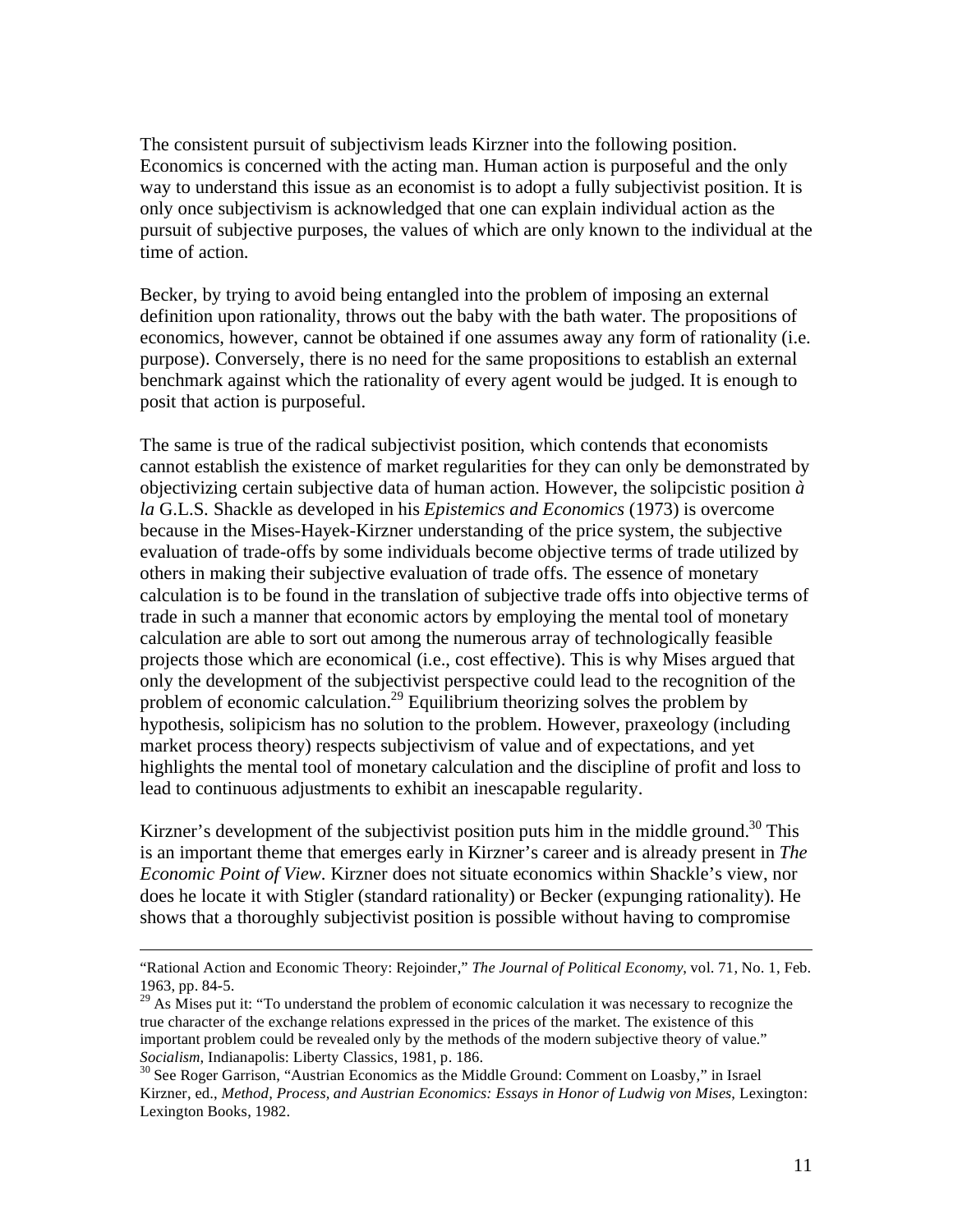The consistent pursuit of subjectivism leads Kirzner into the following position. Economics is concerned with the acting man. Human action is purposeful and the only way to understand this issue as an economist is to adopt a fully subjectivist position. It is only once subjectivism is acknowledged that one can explain individual action as the pursuit of subjective purposes, the values of which are only known to the individual at the time of action.

Becker, by trying to avoid being entangled into the problem of imposing an external definition upon rationality, throws out the baby with the bath water. The propositions of economics, however, cannot be obtained if one assumes away any form of rationality (i.e. purpose). Conversely, there is no need for the same propositions to establish an external benchmark against which the rationality of every agent would be judged. It is enough to posit that action is purposeful.

The same is true of the radical subjectivist position, which contends that economists cannot establish the existence of market regularities for they can only be demonstrated by objectivizing certain subjective data of human action. However, the solipcistic position *à la* G.L.S. Shackle as developed in his *Epistemics and Economics* (1973) is overcome because in the Mises-Hayek-Kirzner understanding of the price system, the subjective evaluation of trade-offs by some individuals become objective terms of trade utilized by others in making their subjective evaluation of trade offs. The essence of monetary calculation is to be found in the translation of subjective trade offs into objective terms of trade in such a manner that economic actors by employing the mental tool of monetary calculation are able to sort out among the numerous array of technologically feasible projects those which are economical (i.e., cost effective). This is why Mises argued that only the development of the subjectivist perspective could lead to the recognition of the problem of economic calculation.[29] Equilibrium theorizing solves the problem by hypothesis, solipicism has no solution to the problem. However, praxeology (including market process theory) respects subjectivism of value and of expectations, and yet highlights the mental tool of monetary calculation and the discipline of profit and loss to lead to continuous adjustments to exhibit an inescapable regularity.

Kirzner's development of the subjectivist position puts him in the middle ground.[30] This is an important theme that emerges early in Kirzner's career and is already present in *The Economic Point of View*. Kirzner does not situate economics within Shackle's view, nor does he locate it with Stigler (standard rationality) or Becker (expunging rationality). He shows that a thoroughly subjectivist position is possible without having to compromise

---

"Rational Action and Economic Theory: Rejoinder," *The Journal of Political Economy*, vol. 71, No. 1, Feb. 1963, pp. 84-5.

[29] As Mises put it: "To understand the problem of economic calculation it was necessary to recognize the true character of the exchange relations expressed in the prices of the market. The existence of this important problem could be revealed only by the methods of the modern subjective theory of value." *Socialism*, Indianapolis: Liberty Classics, 1981, p. 186.

[30] See Roger Garrison, "Austrian Economics as the Middle Ground: Comment on Loasby," in Israel Kirzner, ed., *Method, Process, and Austrian Economics: Essays in Honor of Ludwig von Mises*, Lexington: Lexington Books, 1982.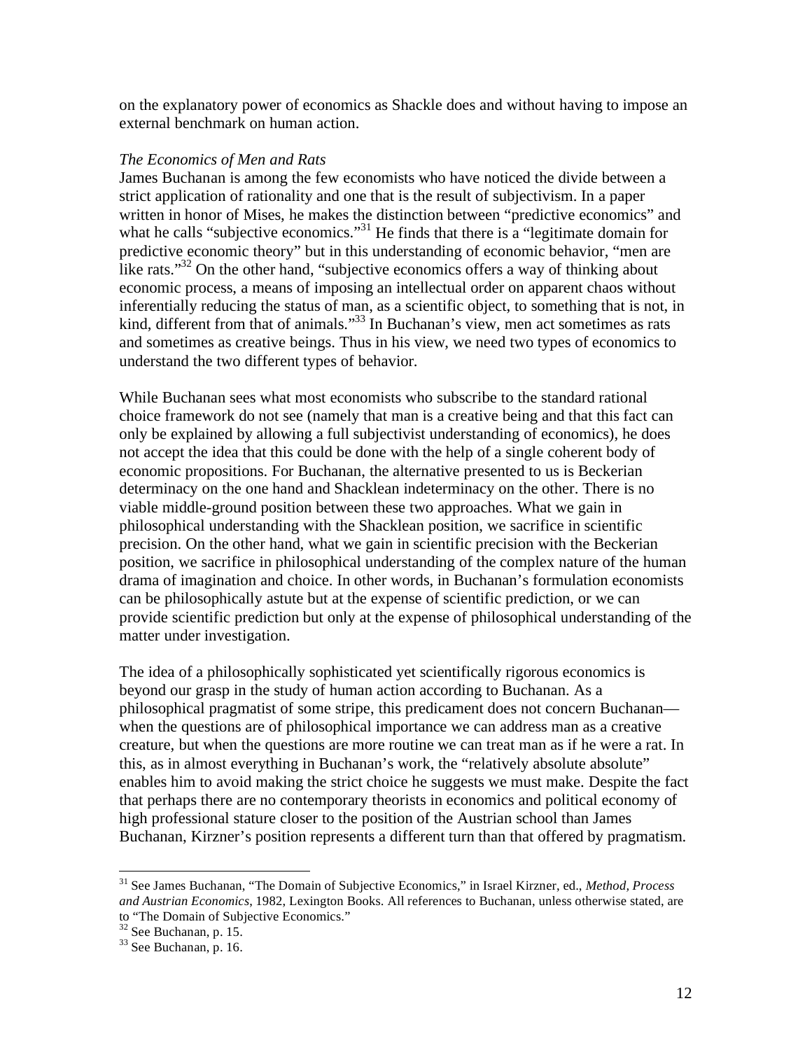on the explanatory power of economics as Shackle does and without having to impose an external benchmark on human action.

*The Economics of Men and Rats*

James Buchanan is among the few economists who have noticed the divide between a strict application of rationality and one that is the result of subjectivism. In a paper written in honor of Mises, he makes the distinction between "predictive economics" and what he calls "subjective economics."[31] He finds that there is a "legitimate domain for predictive economic theory" but in this understanding of economic behavior, "men are like rats."[32] On the other hand, "subjective economics offers a way of thinking about economic process, a means of imposing an intellectual order on apparent chaos without inferentially reducing the status of man, as a scientific object, to something that is not, in kind, different from that of animals."[33] In Buchanan's view, men act sometimes as rats and sometimes as creative beings. Thus in his view, we need two types of economics to understand the two different types of behavior.

While Buchanan sees what most economists who subscribe to the standard rational choice framework do not see (namely that man is a creative being and that this fact can only be explained by allowing a full subjectivist understanding of economics), he does not accept the idea that this could be done with the help of a single coherent body of economic propositions. For Buchanan, the alternative presented to us is Beckerian determinacy on the one hand and Shacklean indeterminacy on the other. There is no viable middle-ground position between these two approaches. What we gain in philosophical understanding with the Shacklean position, we sacrifice in scientific precision. On the other hand, what we gain in scientific precision with the Beckerian position, we sacrifice in philosophical understanding of the complex nature of the human drama of imagination and choice. In other words, in Buchanan's formulation economists can be philosophically astute but at the expense of scientific prediction, or we can provide scientific prediction but only at the expense of philosophical understanding of the matter under investigation.

The idea of a philosophically sophisticated yet scientifically rigorous economics is beyond our grasp in the study of human action according to Buchanan. As a philosophical pragmatist of some stripe, this predicament does not concern Buchanan—when the questions are of philosophical importance we can address man as a creative creature, but when the questions are more routine we can treat man as if he were a rat. In this, as in almost everything in Buchanan's work, the "relatively absolute absolute" enables him to avoid making the strict choice he suggests we must make. Despite the fact that perhaps there are no contemporary theorists in economics and political economy of high professional stature closer to the position of the Austrian school than James Buchanan, Kirzner's position represents a different turn than that offered by pragmatism.

---

[31] See James Buchanan, "The Domain of Subjective Economics," in Israel Kirzner, ed., *Method, Process and Austrian Economics*, 1982, Lexington Books. All references to Buchanan, unless otherwise stated, are to "The Domain of Subjective Economics."

[32] See Buchanan, p. 15.

[33] See Buchanan, p. 16.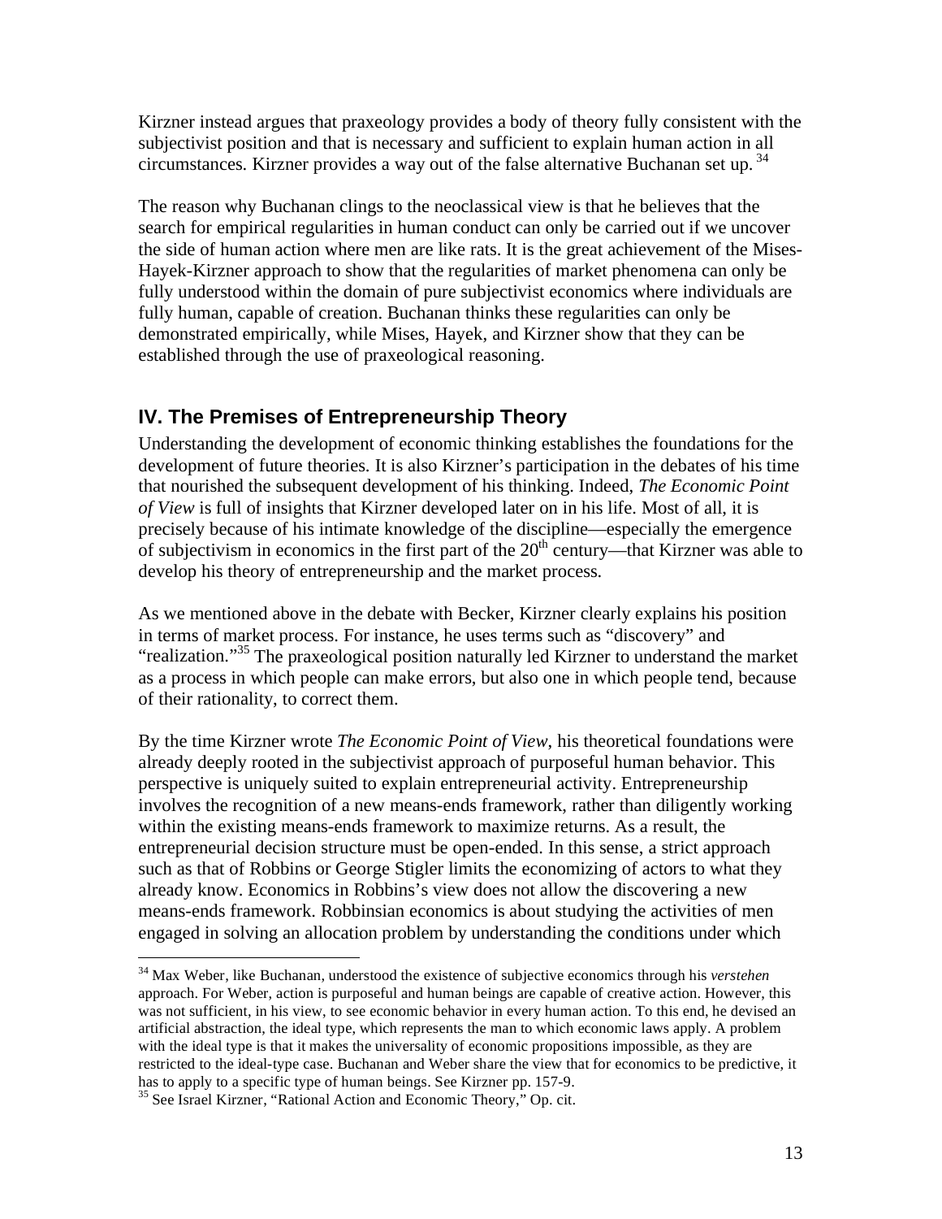Kirzner instead argues that praxeology provides a body of theory fully consistent with the subjectivist position and that is necessary and sufficient to explain human action in all circumstances. Kirzner provides a way out of the false alternative Buchanan set up.[34]

The reason why Buchanan clings to the neoclassical view is that he believes that the search for empirical regularities in human conduct can only be carried out if we uncover the side of human action where men are like rats. It is the great achievement of the Mises-Hayek-Kirzner approach to show that the regularities of market phenomena can only be fully understood within the domain of pure subjectivist economics where individuals are fully human, capable of creation. Buchanan thinks these regularities can only be demonstrated empirically, while Mises, Hayek, and Kirzner show that they can be established through the use of praxeological reasoning.

## IV. The Premises of Entrepreneurship Theory

Understanding the development of economic thinking establishes the foundations for the development of future theories. It is also Kirzner's participation in the debates of his time that nourished the subsequent development of his thinking. Indeed, *The Economic Point of View* is full of insights that Kirzner developed later on in his life. Most of all, it is precisely because of his intimate knowledge of the discipline—especially the emergence of subjectivism in economics in the first part of the 20th century—that Kirzner was able to develop his theory of entrepreneurship and the market process.

As we mentioned above in the debate with Becker, Kirzner clearly explains his position in terms of market process. For instance, he uses terms such as "discovery" and "realization."[35] The praxeological position naturally led Kirzner to understand the market as a process in which people can make errors, but also one in which people tend, because of their rationality, to correct them.

By the time Kirzner wrote *The Economic Point of View*, his theoretical foundations were already deeply rooted in the subjectivist approach of purposeful human behavior. This perspective is uniquely suited to explain entrepreneurial activity. Entrepreneurship involves the recognition of a new means-ends framework, rather than diligently working within the existing means-ends framework to maximize returns. As a result, the entrepreneurial decision structure must be open-ended. In this sense, a strict approach such as that of Robbins or George Stigler limits the economizing of actors to what they already know. Economics in Robbins's view does not allow the discovering a new means-ends framework. Robbinsian economics is about studying the activities of men engaged in solving an allocation problem by understanding the conditions under which

---

[34] Max Weber, like Buchanan, understood the existence of subjective economics through his *verstehen* approach. For Weber, action is purposeful and human beings are capable of creative action. However, this was not sufficient, in his view, to see economic behavior in every human action. To this end, he devised an artificial abstraction, the ideal type, which represents the man to which economic laws apply. A problem with the ideal type is that it makes the universality of economic propositions impossible, as they are restricted to the ideal-type case. Buchanan and Weber share the view that for economics to be predictive, it has to apply to a specific type of human beings. See Kirzner pp. 157-9.

[35] See Israel Kirzner, "Rational Action and Economic Theory," Op. cit.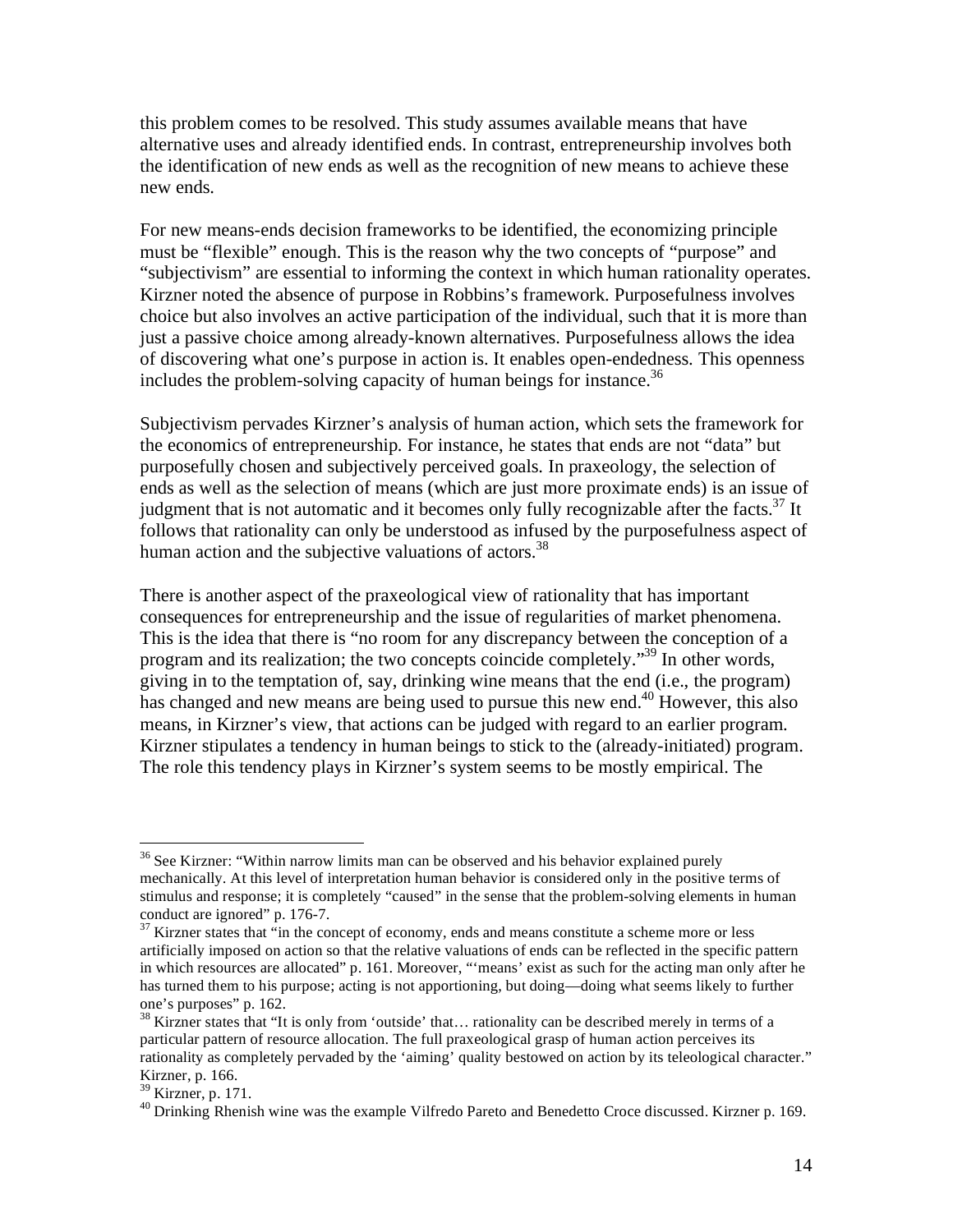this problem comes to be resolved. This study assumes available means that have alternative uses and already identified ends. In contrast, entrepreneurship involves both the identification of new ends as well as the recognition of new means to achieve these new ends.

For new means-ends decision frameworks to be identified, the economizing principle must be "flexible" enough. This is the reason why the two concepts of "purpose" and "subjectivism" are essential to informing the context in which human rationality operates. Kirzner noted the absence of purpose in Robbins's framework. Purposefulness involves choice but also involves an active participation of the individual, such that it is more than just a passive choice among already-known alternatives. Purposefulness allows the idea of discovering what one's purpose in action is. It enables open-endedness. This openness includes the problem-solving capacity of human beings for instance.[36]

Subjectivism pervades Kirzner's analysis of human action, which sets the framework for the economics of entrepreneurship. For instance, he states that ends are not "data" but purposefully chosen and subjectively perceived goals. In praxeology, the selection of ends as well as the selection of means (which are just more proximate ends) is an issue of judgment that is not automatic and it becomes only fully recognizable after the facts.[37] It follows that rationality can only be understood as infused by the purposefulness aspect of human action and the subjective valuations of actors.[38]

There is another aspect of the praxeological view of rationality that has important consequences for entrepreneurship and the issue of regularities of market phenomena. This is the idea that there is "no room for any discrepancy between the conception of a program and its realization; the two concepts coincide completely."[39] In other words, giving in to the temptation of, say, drinking wine means that the end (i.e., the program) has changed and new means are being used to pursue this new end.[40] However, this also means, in Kirzner's view, that actions can be judged with regard to an earlier program. Kirzner stipulates a tendency in human beings to stick to the (already-initiated) program. The role this tendency plays in Kirzner's system seems to be mostly empirical. The

---

[36] See Kirzner: "Within narrow limits man can be observed and his behavior explained purely mechanically. At this level of interpretation human behavior is considered only in the positive terms of stimulus and response; it is completely "caused" in the sense that the problem-solving elements in human conduct are ignored" p. 176-7.

[37] Kirzner states that "in the concept of economy, ends and means constitute a scheme more or less artificially imposed on action so that the relative valuations of ends can be reflected in the specific pattern in which resources are allocated" p. 161. Moreover, "'means' exist as such for the acting man only after he has turned them to his purpose; acting is not apportioning, but doing—doing what seems likely to further one's purposes" p. 162.

[38] Kirzner states that "It is only from 'outside' that… rationality can be described merely in terms of a particular pattern of resource allocation. The full praxeological grasp of human action perceives its rationality as completely pervaded by the 'aiming' quality bestowed on action by its teleological character." Kirzner, p. 166.

[39] Kirzner, p. 171.

[40] Drinking Rhenish wine was the example Vilfredo Pareto and Benedetto Croce discussed. Kirzner p. 169.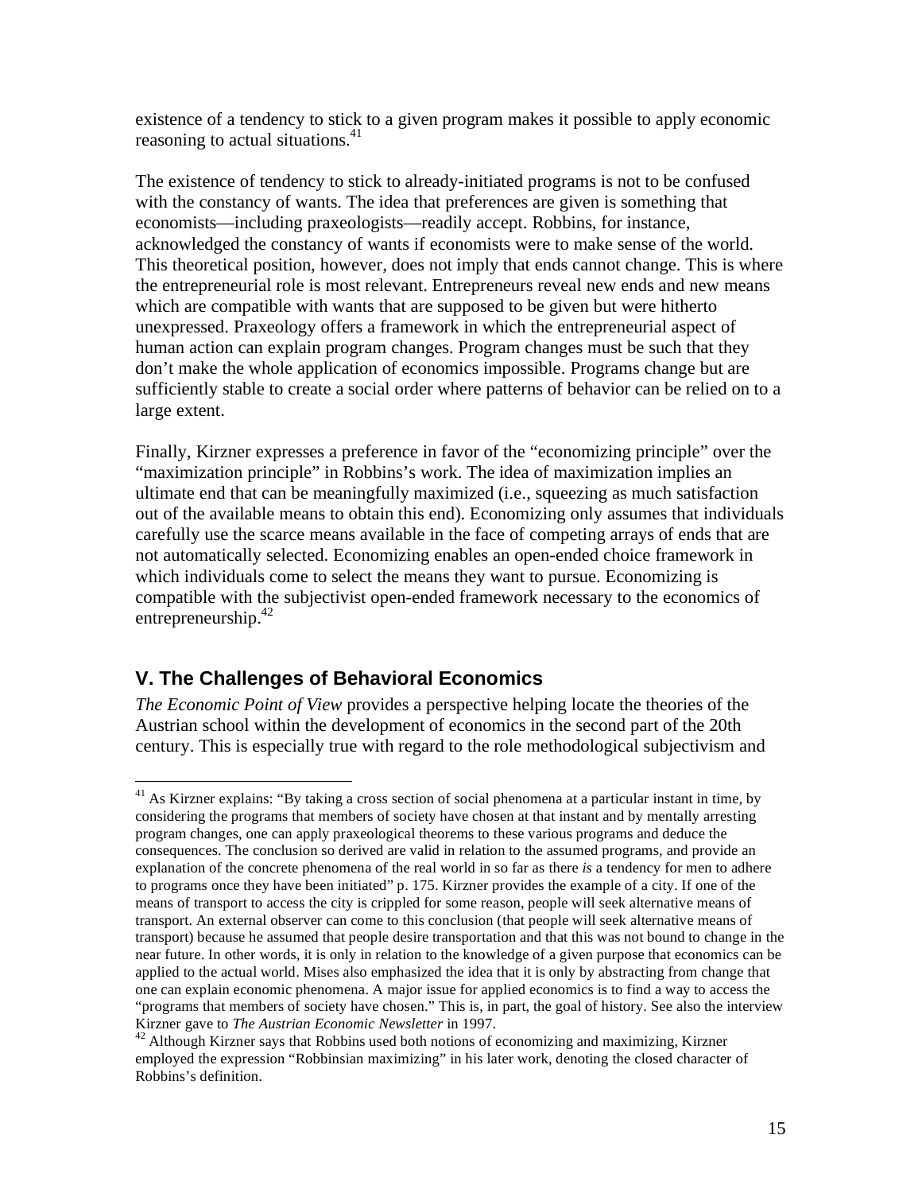existence of a tendency to stick to a given program makes it possible to apply economic reasoning to actual situations.[41]

The existence of tendency to stick to already-initiated programs is not to be confused with the constancy of wants. The idea that preferences are given is something that economists—including praxeologists—readily accept. Robbins, for instance, acknowledged the constancy of wants if economists were to make sense of the world. This theoretical position, however, does not imply that ends cannot change. This is where the entrepreneurial role is most relevant. Entrepreneurs reveal new ends and new means which are compatible with wants that are supposed to be given but were hitherto unexpressed. Praxeology offers a framework in which the entrepreneurial aspect of human action can explain program changes. Program changes must be such that they don't make the whole application of economics impossible. Programs change but are sufficiently stable to create a social order where patterns of behavior can be relied on to a large extent.

Finally, Kirzner expresses a preference in favor of the "economizing principle" over the "maximization principle" in Robbins's work. The idea of maximization implies an ultimate end that can be meaningfully maximized (i.e., squeezing as much satisfaction out of the available means to obtain this end). Economizing only assumes that individuals carefully use the scarce means available in the face of competing arrays of ends that are not automatically selected. Economizing enables an open-ended choice framework in which individuals come to select the means they want to pursue. Economizing is compatible with the subjectivist open-ended framework necessary to the economics of entrepreneurship.[42]

## V. The Challenges of Behavioral Economics

*The Economic Point of View* provides a perspective helping locate the theories of the Austrian school within the development of economics in the second part of the 20th century. This is especially true with regard to the role methodological subjectivism and

---

[41] As Kirzner explains: "By taking a cross section of social phenomena at a particular instant in time, by considering the programs that members of society have chosen at that instant and by mentally arresting program changes, one can apply praxeological theorems to these various programs and deduce the consequences. The conclusion so derived are valid in relation to the assumed programs, and provide an explanation of the concrete phenomena of the real world in so far as there *is* a tendency for men to adhere to programs once they have been initiated" p. 175. Kirzner provides the example of a city. If one of the means of transport to access the city is crippled for some reason, people will seek alternative means of transport. An external observer can come to this conclusion (that people will seek alternative means of transport) because he assumed that people desire transportation and that this was not bound to change in the near future. In other words, it is only in relation to the knowledge of a given purpose that economics can be applied to the actual world. Mises also emphasized the idea that it is only by abstracting from change that one can explain economic phenomena. A major issue for applied economics is to find a way to access the "programs that members of society have chosen." This is, in part, the goal of history. See also the interview Kirzner gave to *The Austrian Economic Newsletter* in 1997.

[42] Although Kirzner says that Robbins used both notions of economizing and maximizing, Kirzner employed the expression "Robbinsian maximizing" in his later work, denoting the closed character of Robbins's definition.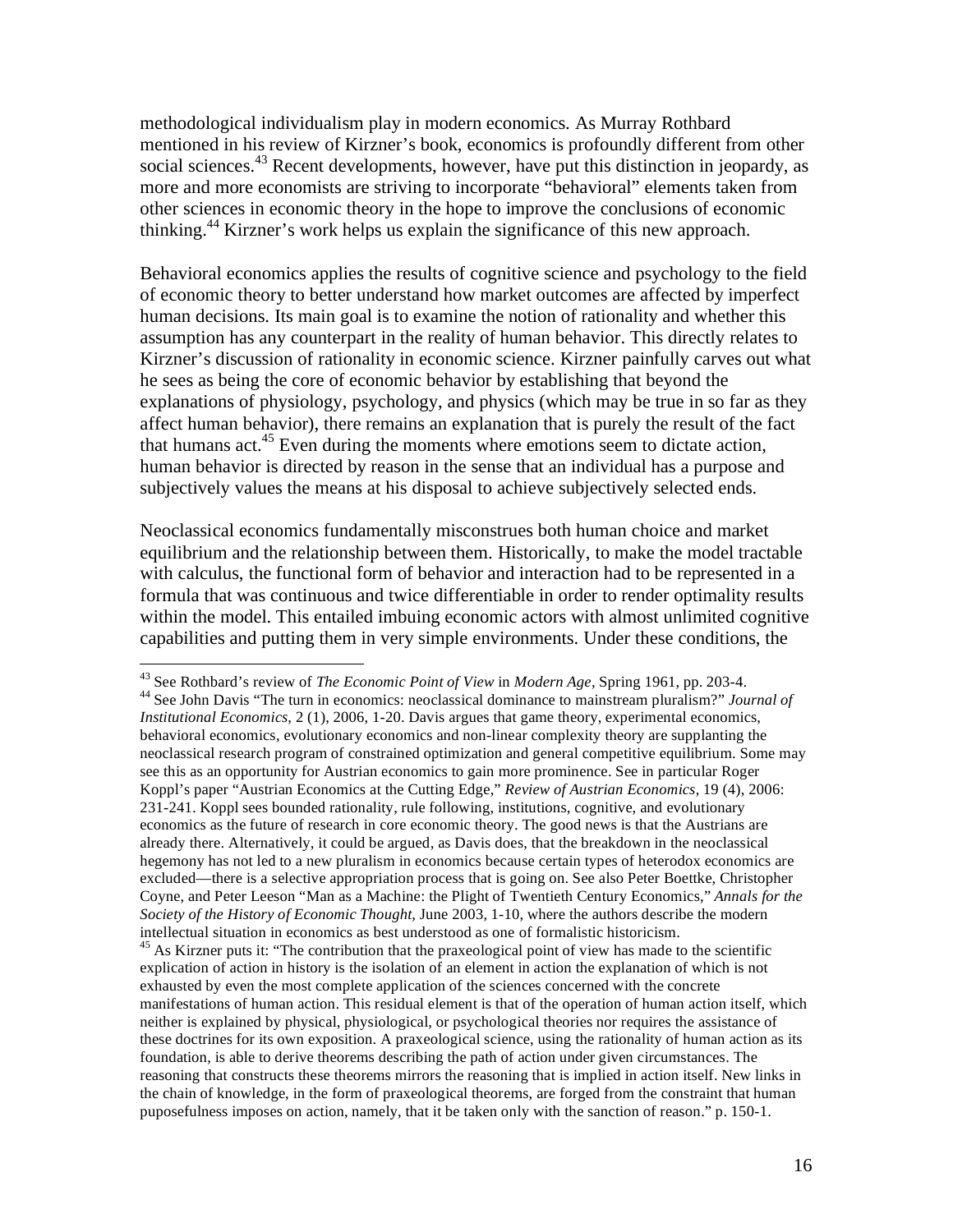methodological individualism play in modern economics. As Murray Rothbard mentioned in his review of Kirzner's book, economics is profoundly different from other social sciences.[43] Recent developments, however, have put this distinction in jeopardy, as more and more economists are striving to incorporate "behavioral" elements taken from other sciences in economic theory in the hope to improve the conclusions of economic thinking.[44] Kirzner's work helps us explain the significance of this new approach.

Behavioral economics applies the results of cognitive science and psychology to the field of economic theory to better understand how market outcomes are affected by imperfect human decisions. Its main goal is to examine the notion of rationality and whether this assumption has any counterpart in the reality of human behavior. This directly relates to Kirzner's discussion of rationality in economic science. Kirzner painfully carves out what he sees as being the core of economic behavior by establishing that beyond the explanations of physiology, psychology, and physics (which may be true in so far as they affect human behavior), there remains an explanation that is purely the result of the fact that humans act.[45] Even during the moments where emotions seem to dictate action, human behavior is directed by reason in the sense that an individual has a purpose and subjectively values the means at his disposal to achieve subjectively selected ends.

Neoclassical economics fundamentally misconstrues both human choice and market equilibrium and the relationship between them. Historically, to make the model tractable with calculus, the functional form of behavior and interaction had to be represented in a formula that was continuous and twice differentiable in order to render optimality results within the model. This entailed imbuing economic actors with almost unlimited cognitive capabilities and putting them in very simple environments. Under these conditions, the

---

[43] See Rothbard's review of *The Economic Point of View* in *Modern Age*, Spring 1961, pp. 203-4.

[44] See John Davis "The turn in economics: neoclassical dominance to mainstream pluralism?" *Journal of Institutional Economics*, 2 (1), 2006, 1-20. Davis argues that game theory, experimental economics, behavioral economics, evolutionary economics and non-linear complexity theory are supplanting the neoclassical research program of constrained optimization and general competitive equilibrium. Some may see this as an opportunity for Austrian economics to gain more prominence. See in particular Roger Koppl's paper "Austrian Economics at the Cutting Edge," *Review of Austrian Economics*, 19 (4), 2006: 231-241. Koppl sees bounded rationality, rule following, institutions, cognitive, and evolutionary economics as the future of research in core economic theory. The good news is that the Austrians are already there. Alternatively, it could be argued, as Davis does, that the breakdown in the neoclassical hegemony has not led to a new pluralism in economics because certain types of heterodox economics are excluded—there is a selective appropriation process that is going on. See also Peter Boettke, Christopher Coyne, and Peter Leeson "Man as a Machine: the Plight of Twentieth Century Economics," *Annals for the Society of the History of Economic Thought*, June 2003, 1-10, where the authors describe the modern intellectual situation in economics as best understood as one of formalistic historicism.

[45] As Kirzner puts it: "The contribution that the praxeological point of view has made to the scientific explication of action in history is the isolation of an element in action the explanation of which is not exhausted by even the most complete application of the sciences concerned with the concrete manifestations of human action. This residual element is that of the operation of human action itself, which neither is explained by physical, physiological, or psychological theories nor requires the assistance of these doctrines for its own exposition. A praxeological science, using the rationality of human action as its foundation, is able to derive theorems describing the path of action under given circumstances. The reasoning that constructs these theorems mirrors the reasoning that is implied in action itself. New links in the chain of knowledge, in the form of praxeological theorems, are forged from the constraint that human puposefulness imposes on action, namely, that it be taken only with the sanction of reason." p. 150-1.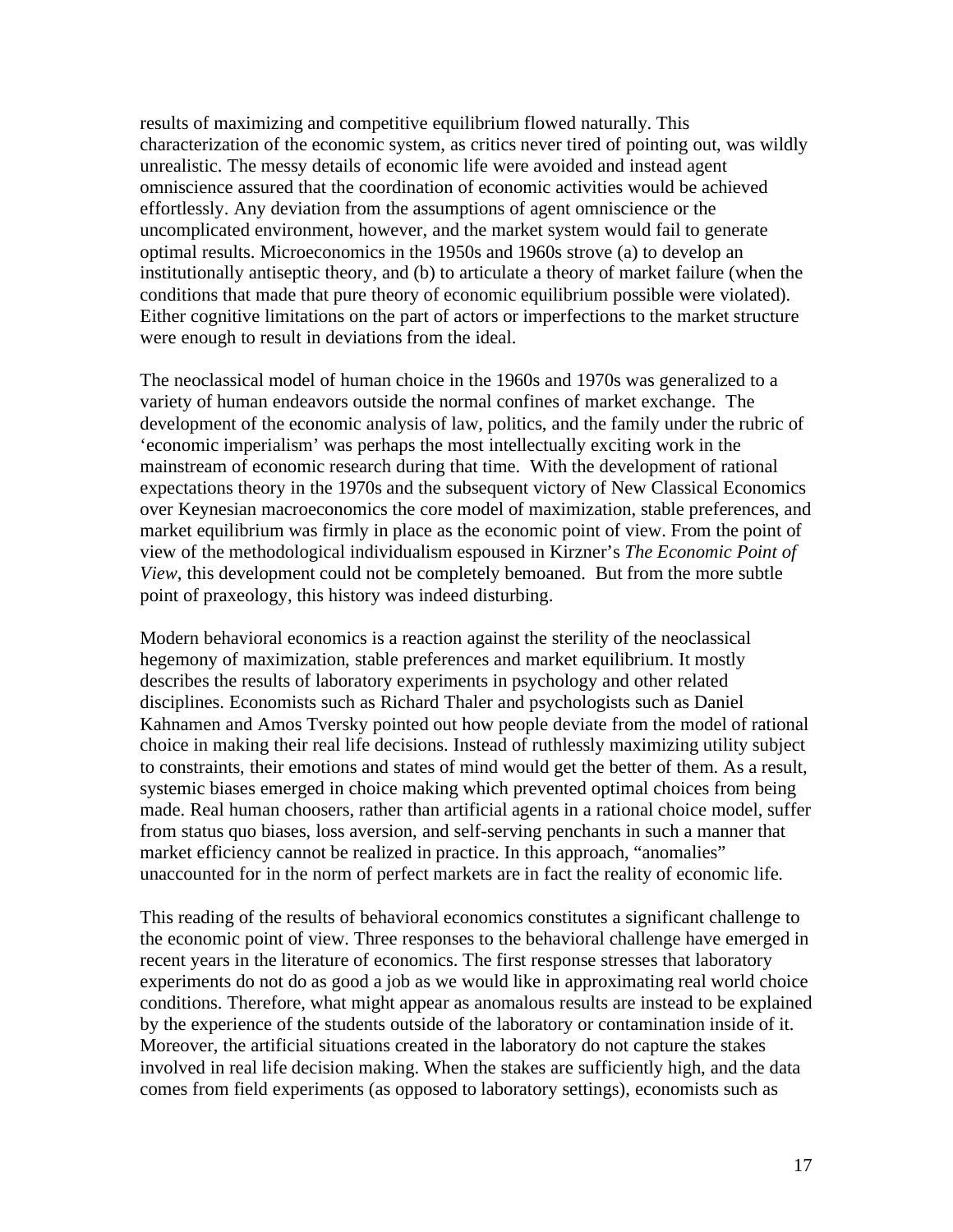results of maximizing and competitive equilibrium flowed naturally. This characterization of the economic system, as critics never tired of pointing out, was wildly unrealistic. The messy details of economic life were avoided and instead agent omniscience assured that the coordination of economic activities would be achieved effortlessly. Any deviation from the assumptions of agent omniscience or the uncomplicated environment, however, and the market system would fail to generate optimal results. Microeconomics in the 1950s and 1960s strove (a) to develop an institutionally antiseptic theory, and (b) to articulate a theory of market failure (when the conditions that made that pure theory of economic equilibrium possible were violated). Either cognitive limitations on the part of actors or imperfections to the market structure were enough to result in deviations from the ideal.

The neoclassical model of human choice in the 1960s and 1970s was generalized to a variety of human endeavors outside the normal confines of market exchange. The development of the economic analysis of law, politics, and the family under the rubric of 'economic imperialism' was perhaps the most intellectually exciting work in the mainstream of economic research during that time. With the development of rational expectations theory in the 1970s and the subsequent victory of New Classical Economics over Keynesian macroeconomics the core model of maximization, stable preferences, and market equilibrium was firmly in place as the economic point of view. From the point of view of the methodological individualism espoused in Kirzner's *The Economic Point of View*, this development could not be completely bemoaned. But from the more subtle point of praxeology, this history was indeed disturbing.

Modern behavioral economics is a reaction against the sterility of the neoclassical hegemony of maximization, stable preferences and market equilibrium. It mostly describes the results of laboratory experiments in psychology and other related disciplines. Economists such as Richard Thaler and psychologists such as Daniel Kahnamen and Amos Tversky pointed out how people deviate from the model of rational choice in making their real life decisions. Instead of ruthlessly maximizing utility subject to constraints, their emotions and states of mind would get the better of them. As a result, systemic biases emerged in choice making which prevented optimal choices from being made. Real human choosers, rather than artificial agents in a rational choice model, suffer from status quo biases, loss aversion, and self-serving penchants in such a manner that market efficiency cannot be realized in practice. In this approach, "anomalies" unaccounted for in the norm of perfect markets are in fact the reality of economic life.

This reading of the results of behavioral economics constitutes a significant challenge to the economic point of view. Three responses to the behavioral challenge have emerged in recent years in the literature of economics. The first response stresses that laboratory experiments do not do as good a job as we would like in approximating real world choice conditions. Therefore, what might appear as anomalous results are instead to be explained by the experience of the students outside of the laboratory or contamination inside of it. Moreover, the artificial situations created in the laboratory do not capture the stakes involved in real life decision making. When the stakes are sufficiently high, and the data comes from field experiments (as opposed to laboratory settings), economists such as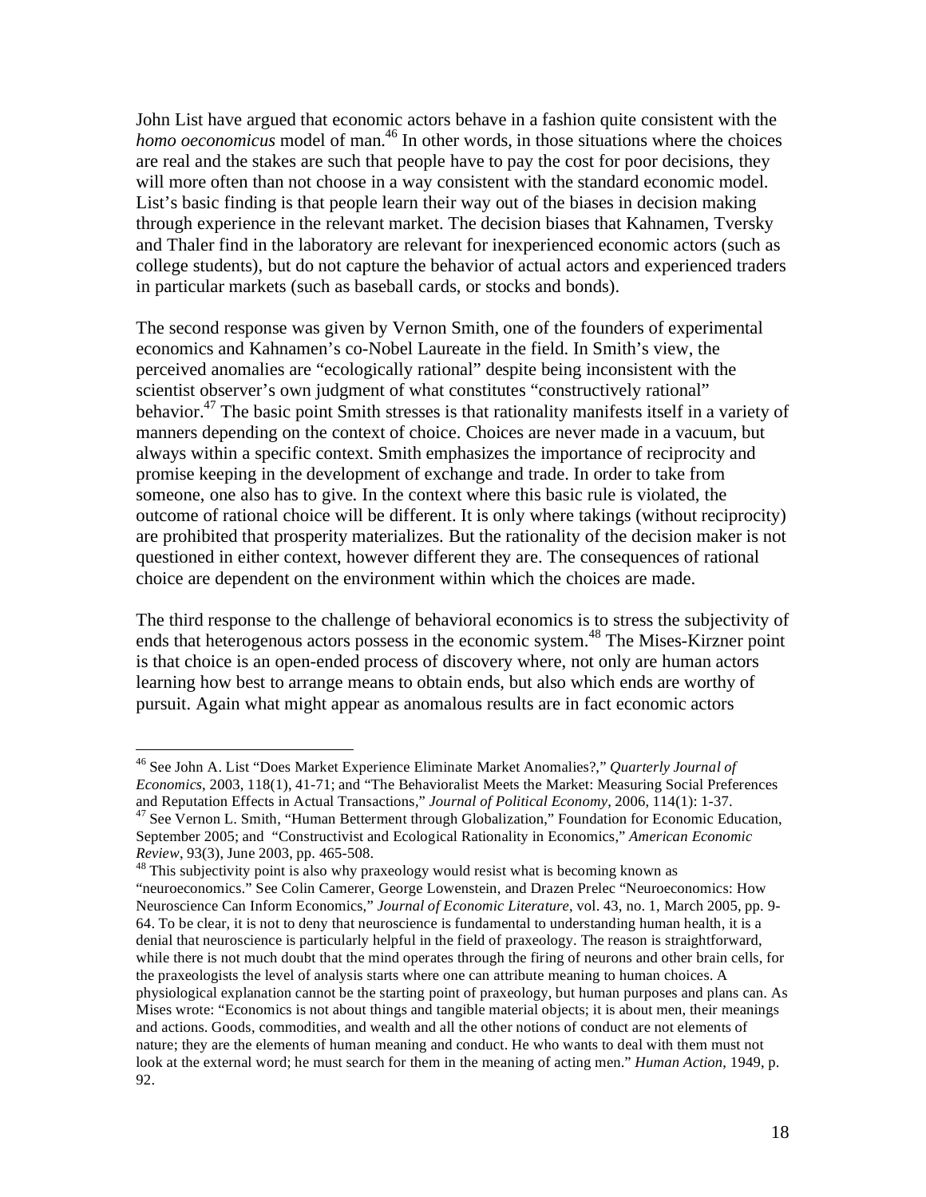John List have argued that economic actors behave in a fashion quite consistent with the *homo oeconomicus* model of man.[46] In other words, in those situations where the choices are real and the stakes are such that people have to pay the cost for poor decisions, they will more often than not choose in a way consistent with the standard economic model. List's basic finding is that people learn their way out of the biases in decision making through experience in the relevant market. The decision biases that Kahnamen, Tversky and Thaler find in the laboratory are relevant for inexperienced economic actors (such as college students), but do not capture the behavior of actual actors and experienced traders in particular markets (such as baseball cards, or stocks and bonds).

The second response was given by Vernon Smith, one of the founders of experimental economics and Kahnamen's co-Nobel Laureate in the field. In Smith's view, the perceived anomalies are "ecologically rational" despite being inconsistent with the scientist observer's own judgment of what constitutes "constructively rational" behavior.[47] The basic point Smith stresses is that rationality manifests itself in a variety of manners depending on the context of choice. Choices are never made in a vacuum, but always within a specific context. Smith emphasizes the importance of reciprocity and promise keeping in the development of exchange and trade. In order to take from someone, one also has to give. In the context where this basic rule is violated, the outcome of rational choice will be different. It is only where takings (without reciprocity) are prohibited that prosperity materializes. But the rationality of the decision maker is not questioned in either context, however different they are. The consequences of rational choice are dependent on the environment within which the choices are made.

The third response to the challenge of behavioral economics is to stress the subjectivity of ends that heterogenous actors possess in the economic system.[48] The Mises-Kirzner point is that choice is an open-ended process of discovery where, not only are human actors learning how best to arrange means to obtain ends, but also which ends are worthy of pursuit. Again what might appear as anomalous results are in fact economic actors

---

[46] See John A. List "Does Market Experience Eliminate Market Anomalies?," *Quarterly Journal of Economics*, 2003, 118(1), 41-71; and "The Behavioralist Meets the Market: Measuring Social Preferences and Reputation Effects in Actual Transactions," *Journal of Political Economy*, 2006, 114(1): 1-37.

[47] See Vernon L. Smith, "Human Betterment through Globalization," Foundation for Economic Education, September 2005; and "Constructivist and Ecological Rationality in Economics," *American Economic Review*, 93(3), June 2003, pp. 465-508.

[48] This subjectivity point is also why praxeology would resist what is becoming known as "neuroeconomics." See Colin Camerer, George Lowenstein, and Drazen Prelec "Neuroeconomics: How Neuroscience Can Inform Economics," *Journal of Economic Literature*, vol. 43, no. 1, March 2005, pp. 9-64. To be clear, it is not to deny that neuroscience is fundamental to understanding human health, it is a denial that neuroscience is particularly helpful in the field of praxeology. The reason is straightforward, while there is not much doubt that the mind operates through the firing of neurons and other brain cells, for the praxeologists the level of analysis starts where one can attribute meaning to human choices. A physiological explanation cannot be the starting point of praxeology, but human purposes and plans can. As Mises wrote: "Economics is not about things and tangible material objects; it is about men, their meanings and actions. Goods, commodities, and wealth and all the other notions of conduct are not elements of nature; they are the elements of human meaning and conduct. He who wants to deal with them must not look at the external word; he must search for them in the meaning of acting men." *Human Action*, 1949, p. 92.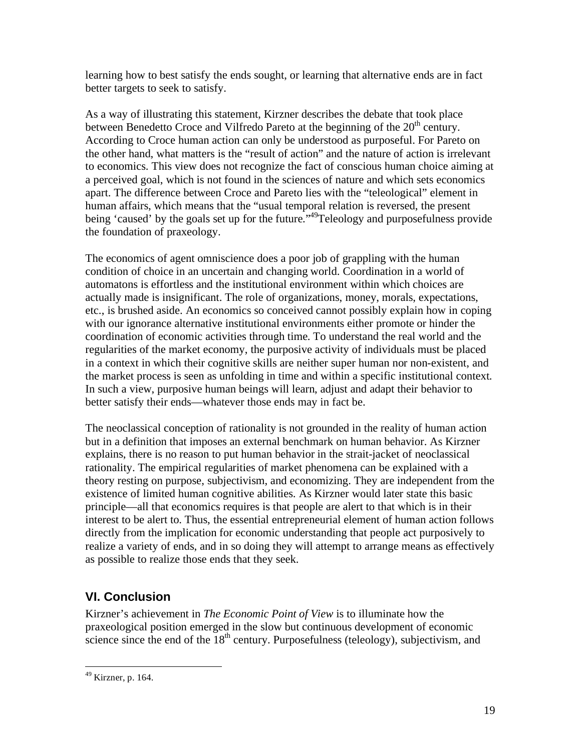learning how to best satisfy the ends sought, or learning that alternative ends are in fact better targets to seek to satisfy.

As a way of illustrating this statement, Kirzner describes the debate that took place between Benedetto Croce and Vilfredo Pareto at the beginning of the 20th century. According to Croce human action can only be understood as purposeful. For Pareto on the other hand, what matters is the "result of action" and the nature of action is irrelevant to economics. This view does not recognize the fact of conscious human choice aiming at a perceived goal, which is not found in the sciences of nature and which sets economics apart. The difference between Croce and Pareto lies with the "teleological" element in human affairs, which means that the "usual temporal relation is reversed, the present being 'caused' by the goals set up for the future."[49] Teleology and purposefulness provide the foundation of praxeology.

The economics of agent omniscience does a poor job of grappling with the human condition of choice in an uncertain and changing world. Coordination in a world of automatons is effortless and the institutional environment within which choices are actually made is insignificant. The role of organizations, money, morals, expectations, etc., is brushed aside. An economics so conceived cannot possibly explain how in coping with our ignorance alternative institutional environments either promote or hinder the coordination of economic activities through time. To understand the real world and the regularities of the market economy, the purposive activity of individuals must be placed in a context in which their cognitive skills are neither super human nor non-existent, and the market process is seen as unfolding in time and within a specific institutional context. In such a view, purposive human beings will learn, adjust and adapt their behavior to better satisfy their ends—whatever those ends may in fact be.

The neoclassical conception of rationality is not grounded in the reality of human action but in a definition that imposes an external benchmark on human behavior. As Kirzner explains, there is no reason to put human behavior in the strait-jacket of neoclassical rationality. The empirical regularities of market phenomena can be explained with a theory resting on purpose, subjectivism, and economizing. They are independent from the existence of limited human cognitive abilities. As Kirzner would later state this basic principle—all that economics requires is that people are alert to that which is in their interest to be alert to. Thus, the essential entrepreneurial element of human action follows directly from the implication for economic understanding that people act purposively to realize a variety of ends, and in so doing they will attempt to arrange means as effectively as possible to realize those ends that they seek.

## VI. Conclusion

Kirzner's achievement in *The Economic Point of View* is to illuminate how the praxeological position emerged in the slow but continuous development of economic science since the end of the 18th century. Purposefulness (teleology), subjectivism, and

---

[49] Kirzner, p. 164.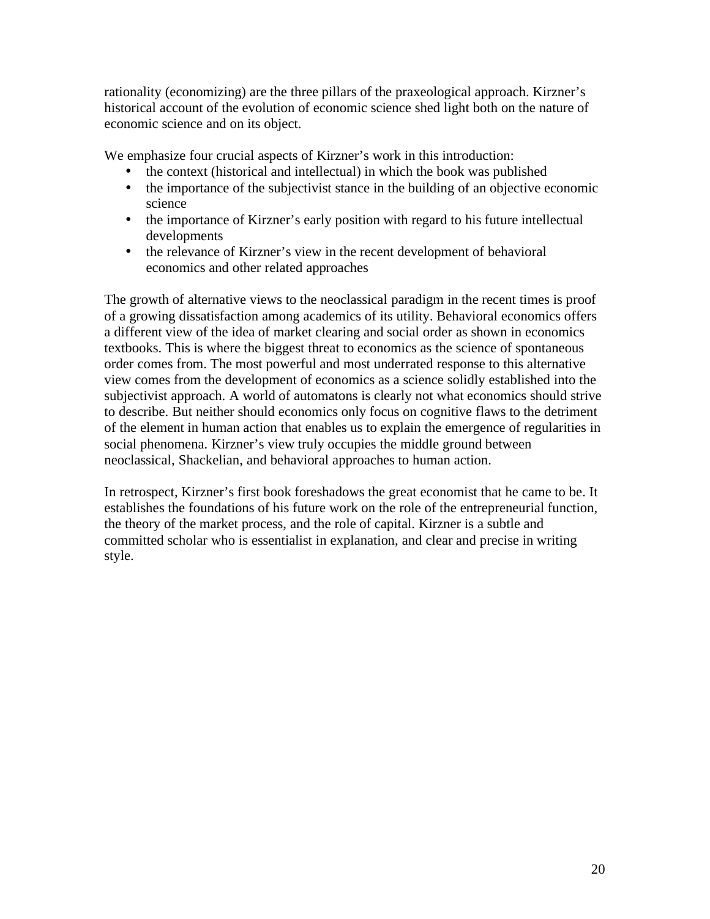rationality (economizing) are the three pillars of the praxeological approach. Kirzner's historical account of the evolution of economic science shed light both on the nature of economic science and on its object.

We emphasize four crucial aspects of Kirzner's work in this introduction:

- the context (historical and intellectual) in which the book was published
- the importance of the subjectivist stance in the building of an objective economic science
- the importance of Kirzner's early position with regard to his future intellectual developments
- the relevance of Kirzner's view in the recent development of behavioral economics and other related approaches

The growth of alternative views to the neoclassical paradigm in the recent times is proof of a growing dissatisfaction among academics of its utility. Behavioral economics offers a different view of the idea of market clearing and social order as shown in economics textbooks. This is where the biggest threat to economics as the science of spontaneous order comes from. The most powerful and most underrated response to this alternative view comes from the development of economics as a science solidly established into the subjectivist approach. A world of automatons is clearly not what economics should strive to describe. But neither should economics only focus on cognitive flaws to the detriment of the element in human action that enables us to explain the emergence of regularities in social phenomena. Kirzner's view truly occupies the middle ground between neoclassical, Shackelian, and behavioral approaches to human action.

In retrospect, Kirzner's first book foreshadows the great economist that he came to be. It establishes the foundations of his future work on the role of the entrepreneurial function, the theory of the market process, and the role of capital. Kirzner is a subtle and committed scholar who is essentialist in explanation, and clear and precise in writing style.